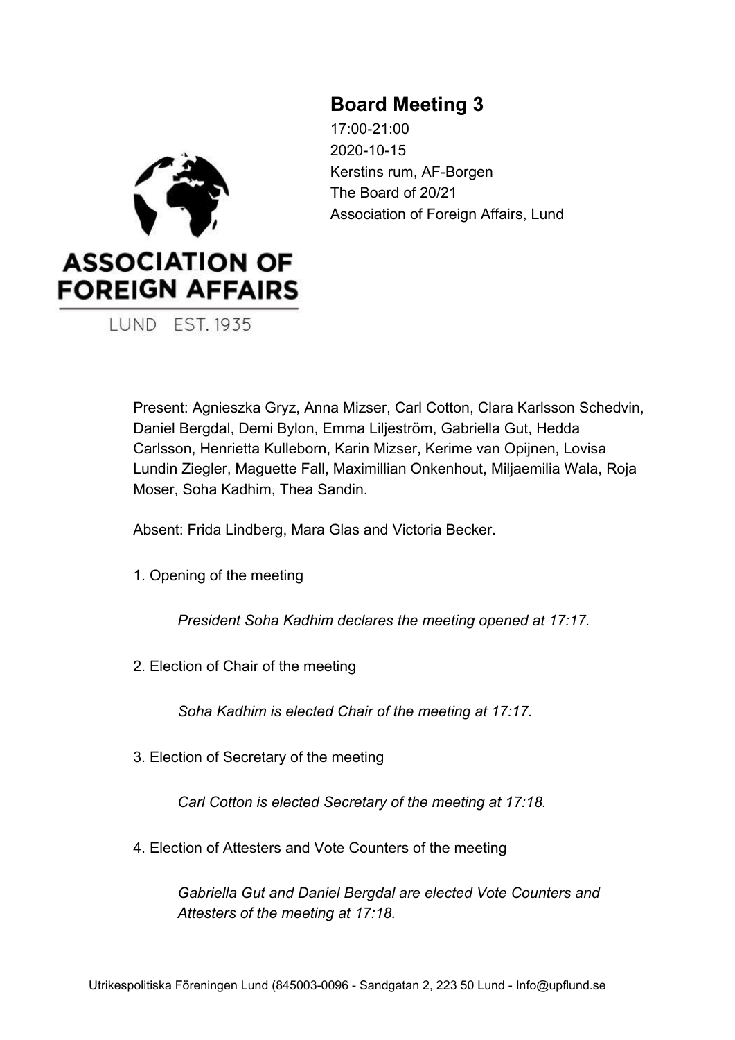# Board Meeting 3

17:00-21:00
2020-10-15
Kerstins rum, AF-Borgen
The Board of 20/21
Association of Foreign Affairs, Lund

ASSOCIATION OF FOREIGN AFFAIRS

LUND EST. 1935

Present: Agnieszka Gryz, Anna Mizser, Carl Cotton, Clara Karlsson Schedvin, Daniel Bergdal, Demi Bylon, Emma Liljeström, Gabriella Gut, Hedda Carlsson, Henrietta Kulleborn, Karin Mizser, Kerime van Opijnen, Lovisa Lundin Ziegler, Maguette Fall, Maximillian Onkenhout, Miljaemilia Wala, Roja Moser, Soha Kadhim, Thea Sandin.

Absent: Frida Lindberg, Mara Glas and Victoria Becker.

1. Opening of the meeting

    *President Soha Kadhim declares the meeting opened at 17:17.*

2. Election of Chair of the meeting

    *Soha Kadhim is elected Chair of the meeting at 17:17.*

3. Election of Secretary of the meeting

    *Carl Cotton is elected Secretary of the meeting at 17:18.*

4. Election of Attesters and Vote Counters of the meeting

    *Gabriella Gut and Daniel Bergdal are elected Vote Counters and Attesters of the meeting at 17:18.*

Utrikespolitiska Föreningen Lund (845003-0096 - Sandgatan 2, 223 50 Lund - Info@upflund.se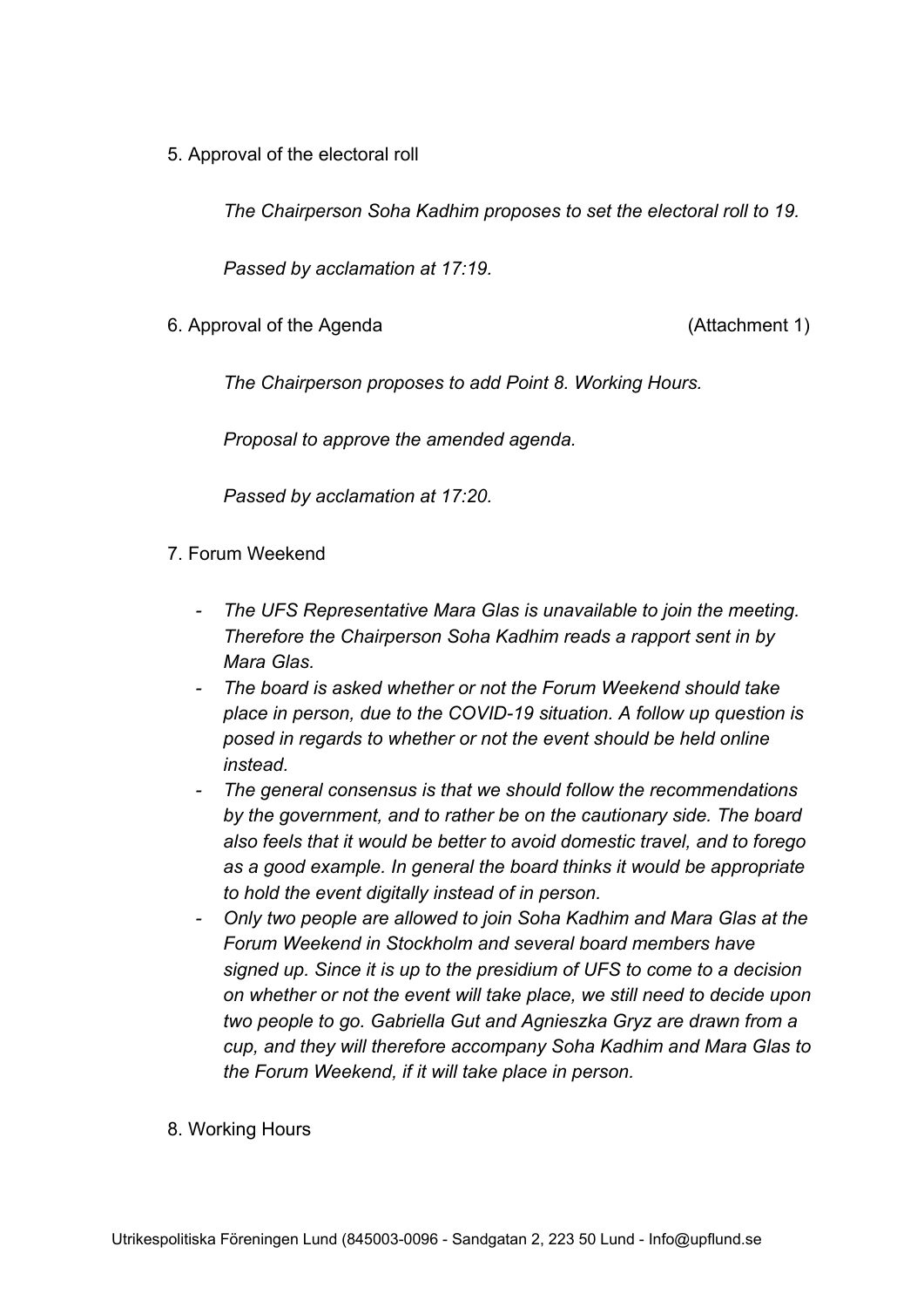5. Approval of the electoral roll

*The Chairperson Soha Kadhim proposes to set the electoral roll to 19.*

*Passed by acclamation at 17:19.*

6. Approval of the Agenda (Attachment 1)

*The Chairperson proposes to add Point 8. Working Hours.*

*Proposal to approve the amended agenda.*

*Passed by acclamation at 17:20.*

7. Forum Weekend

- *The UFS Representative Mara Glas is unavailable to join the meeting. Therefore the Chairperson Soha Kadhim reads a rapport sent in by Mara Glas.*
- *The board is asked whether or not the Forum Weekend should take place in person, due to the COVID-19 situation. A follow up question is posed in regards to whether or not the event should be held online instead.*
- *The general consensus is that we should follow the recommendations by the government, and to rather be on the cautionary side. The board also feels that it would be better to avoid domestic travel, and to forego as a good example. In general the board thinks it would be appropriate to hold the event digitally instead of in person.*
- *Only two people are allowed to join Soha Kadhim and Mara Glas at the Forum Weekend in Stockholm and several board members have signed up. Since it is up to the presidium of UFS to come to a decision on whether or not the event will take place, we still need to decide upon two people to go. Gabriella Gut and Agnieszka Gryz are drawn from a cup, and they will therefore accompany Soha Kadhim and Mara Glas to the Forum Weekend, if it will take place in person.*

8. Working Hours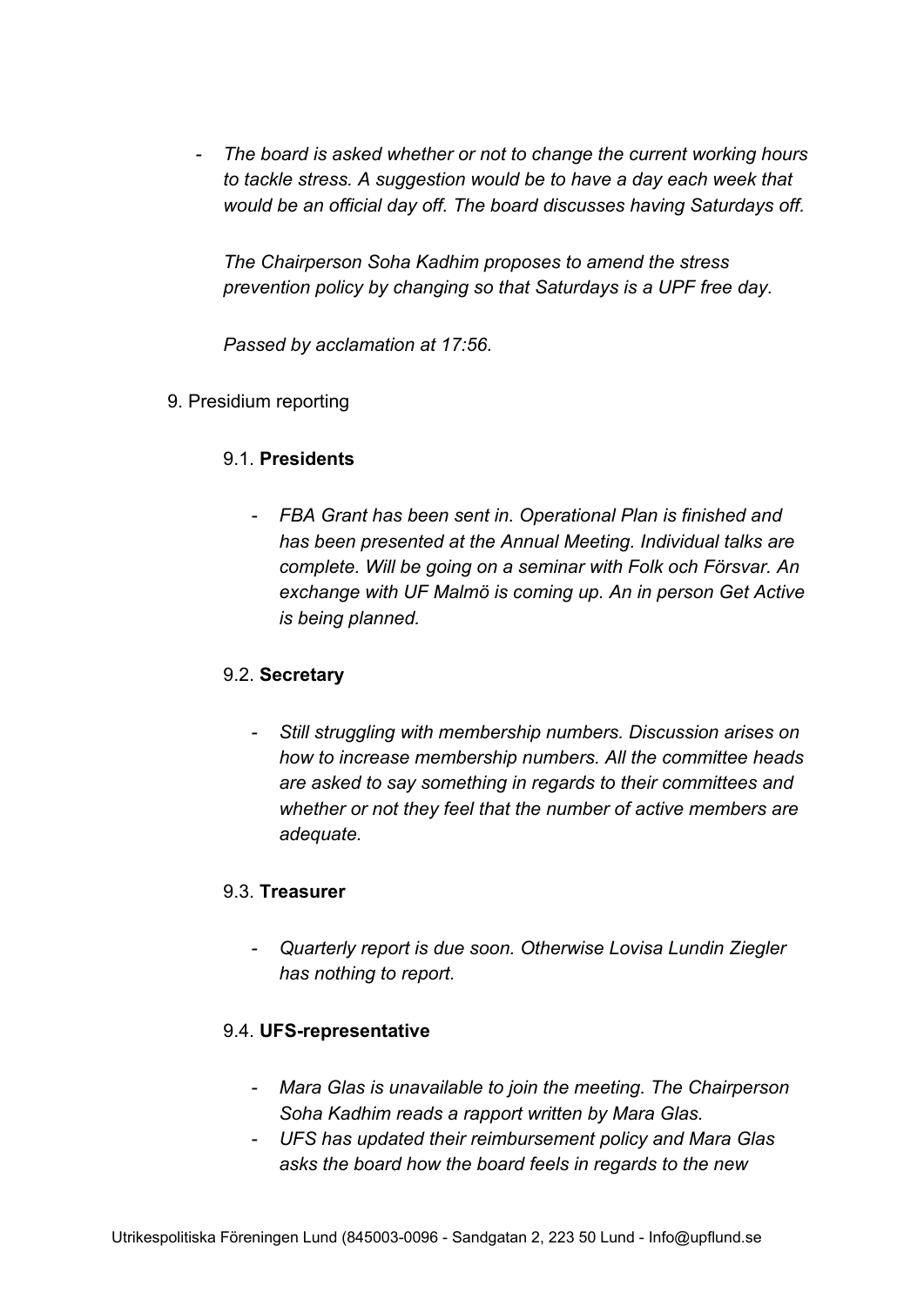- *The board is asked whether or not to change the current working hours to tackle stress. A suggestion would be to have a day each week that would be an official day off. The board discusses having Saturdays off.*

  *The Chairperson Soha Kadhim proposes to amend the stress prevention policy by changing so that Saturdays is a UPF free day.*

  *Passed by acclamation at 17:56.*

9. Presidium reporting

   9.1. **Presidents**

   - *FBA Grant has been sent in. Operational Plan is finished and has been presented at the Annual Meeting. Individual talks are complete. Will be going on a seminar with Folk och Försvar. An exchange with UF Malmö is coming up. An in person Get Active is being planned.*

   9.2. **Secretary**

   - *Still struggling with membership numbers. Discussion arises on how to increase membership numbers. All the committee heads are asked to say something in regards to their committees and whether or not they feel that the number of active members are adequate.*

   9.3. **Treasurer**

   - *Quarterly report is due soon. Otherwise Lovisa Lundin Ziegler has nothing to report.*

   9.4. **UFS-representative**

   - *Mara Glas is unavailable to join the meeting. The Chairperson Soha Kadhim reads a rapport written by Mara Glas.*
   - *UFS has updated their reimbursement policy and Mara Glas asks the board how the board feels in regards to the new*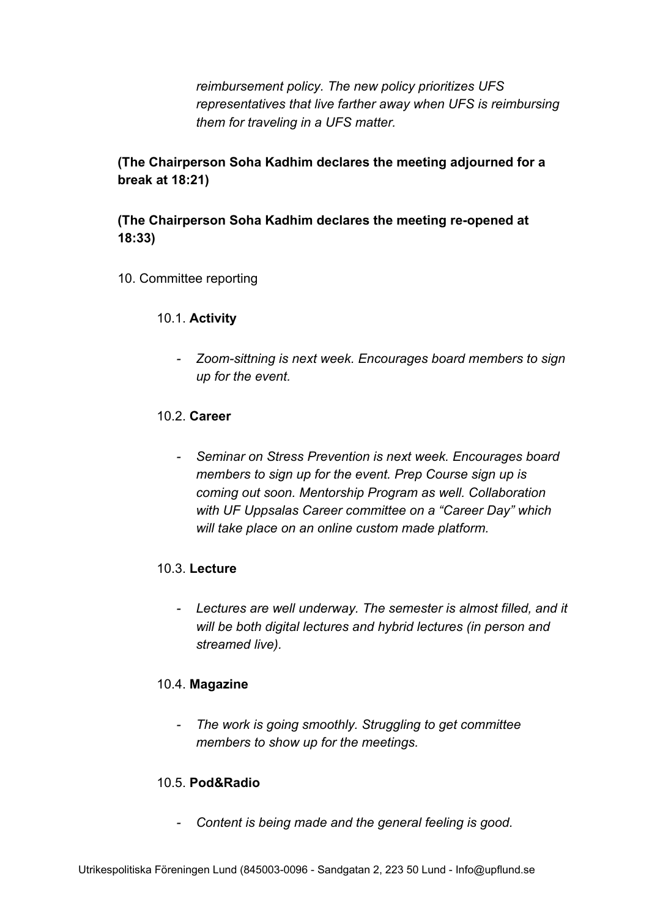*reimbursement policy. The new policy prioritizes UFS representatives that live farther away when UFS is reimbursing them for traveling in a UFS matter.*

**(The Chairperson Soha Kadhim declares the meeting adjourned for a break at 18:21)**

**(The Chairperson Soha Kadhim declares the meeting re-opened at 18:33)**

10. Committee reporting

10.1. **Activity**

- *Zoom-sittning is next week. Encourages board members to sign up for the event.*

10.2. **Career**

- *Seminar on Stress Prevention is next week. Encourages board members to sign up for the event. Prep Course sign up is coming out soon. Mentorship Program as well. Collaboration with UF Uppsalas Career committee on a "Career Day" which will take place on an online custom made platform.*

10.3. **Lecture**

- *Lectures are well underway. The semester is almost filled, and it will be both digital lectures and hybrid lectures (in person and streamed live).*

10.4. **Magazine**

- *The work is going smoothly. Struggling to get committee members to show up for the meetings.*

10.5. **Pod&Radio**

- *Content is being made and the general feeling is good.*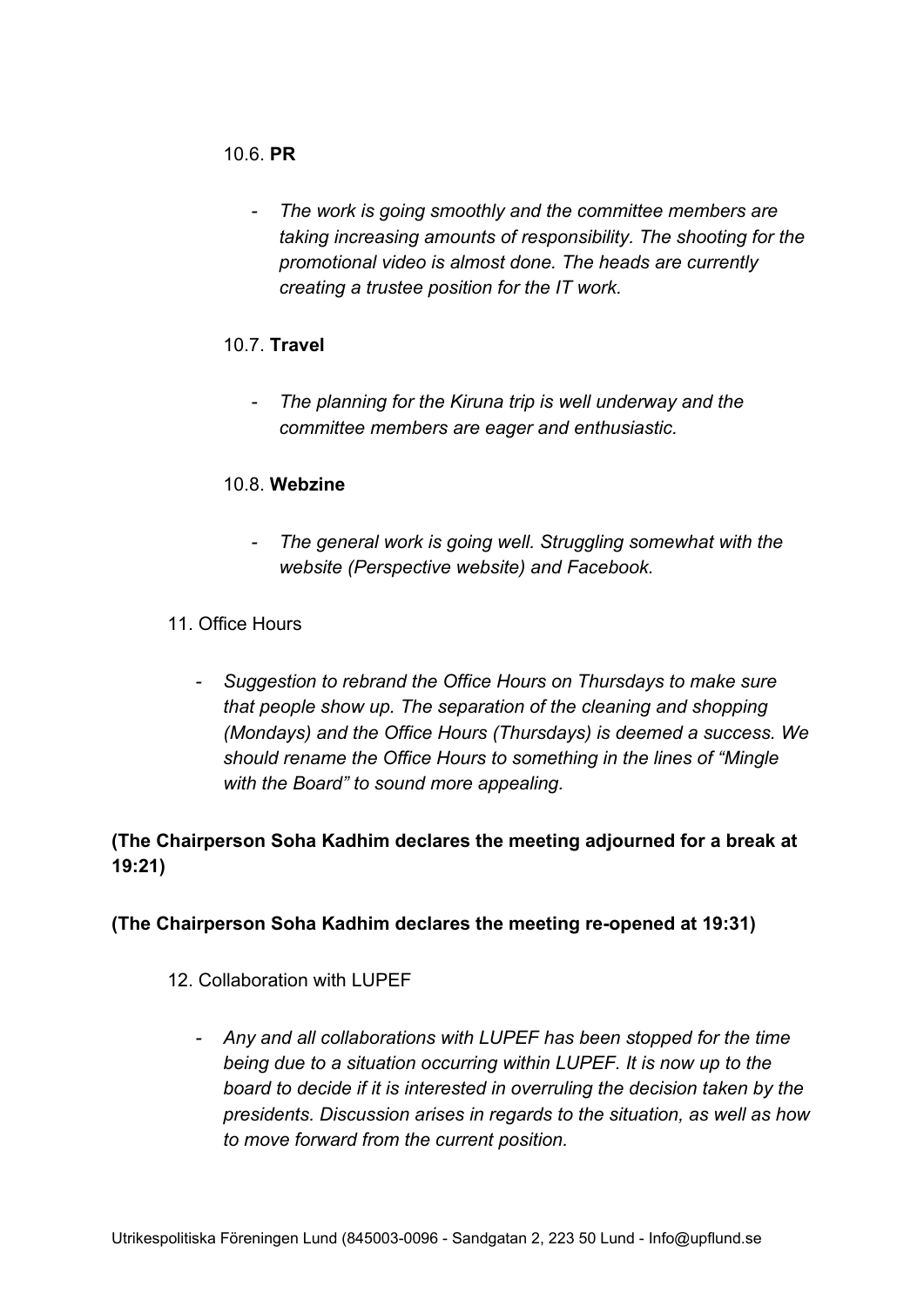10.6. **PR**

- *The work is going smoothly and the committee members are taking increasing amounts of responsibility. The shooting for the promotional video is almost done. The heads are currently creating a trustee position for the IT work.*

10.7. **Travel**

- *The planning for the Kiruna trip is well underway and the committee members are eager and enthusiastic.*

10.8. **Webzine**

- *The general work is going well. Struggling somewhat with the website (Perspective website) and Facebook.*

11. Office Hours

- *Suggestion to rebrand the Office Hours on Thursdays to make sure that people show up. The separation of the cleaning and shopping (Mondays) and the Office Hours (Thursdays) is deemed a success. We should rename the Office Hours to something in the lines of "Mingle with the Board" to sound more appealing.*

**(The Chairperson Soha Kadhim declares the meeting adjourned for a break at 19:21)**

**(The Chairperson Soha Kadhim declares the meeting re-opened at 19:31)**

12. Collaboration with LUPEF

- *Any and all collaborations with LUPEF has been stopped for the time being due to a situation occurring within LUPEF. It is now up to the board to decide if it is interested in overruling the decision taken by the presidents. Discussion arises in regards to the situation, as well as how to move forward from the current position.*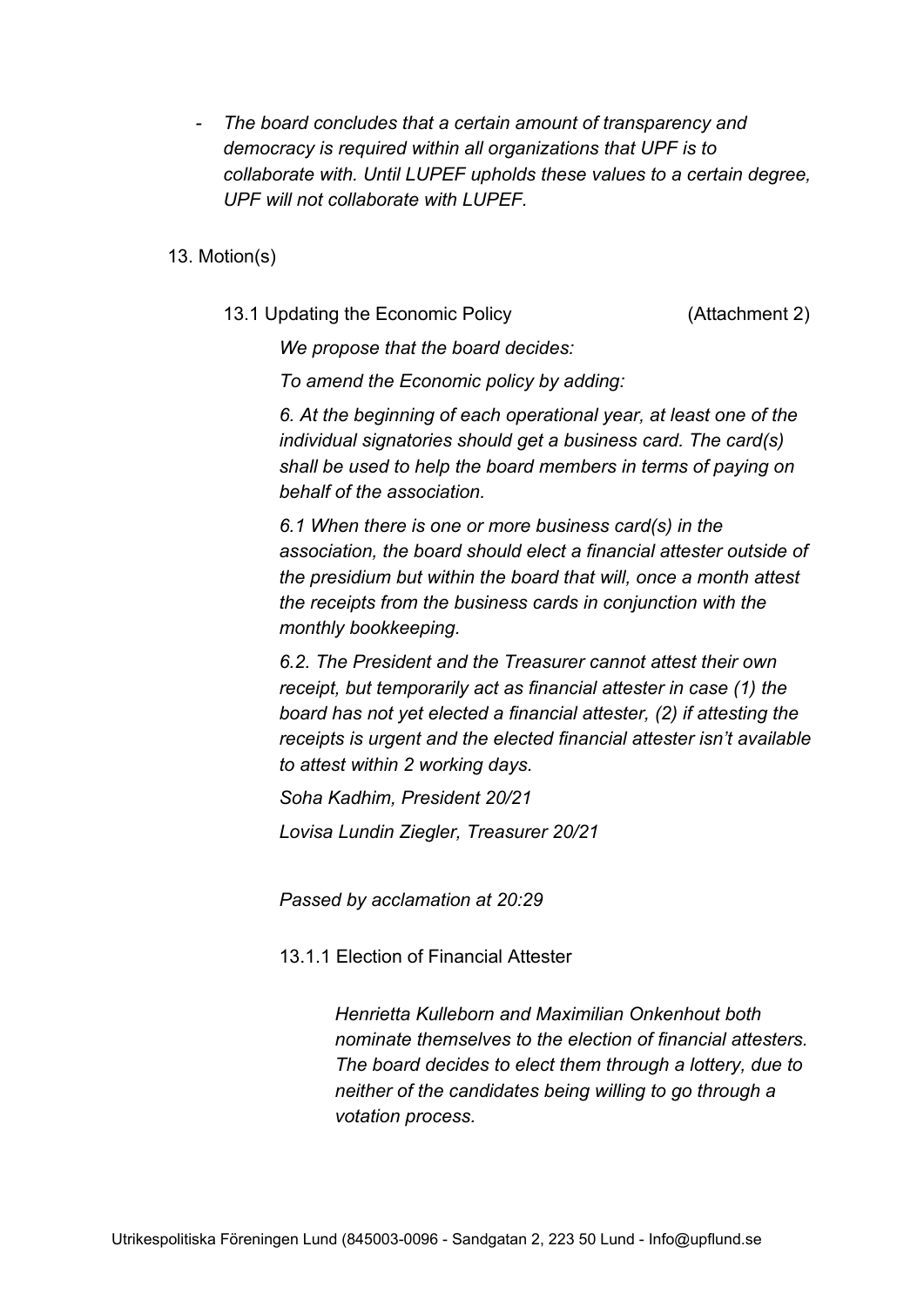- *The board concludes that a certain amount of transparency and democracy is required within all organizations that UPF is to collaborate with. Until LUPEF upholds these values to a certain degree, UPF will not collaborate with LUPEF.*

13. Motion(s)

13.1 Updating the Economic Policy (Attachment 2)

*We propose that the board decides:*

*To amend the Economic policy by adding:*

*6. At the beginning of each operational year, at least one of the individual signatories should get a business card. The card(s) shall be used to help the board members in terms of paying on behalf of the association.*

*6.1 When there is one or more business card(s) in the association, the board should elect a financial attester outside of the presidium but within the board that will, once a month attest the receipts from the business cards in conjunction with the monthly bookkeeping.*

*6.2. The President and the Treasurer cannot attest their own receipt, but temporarily act as financial attester in case (1) the board has not yet elected a financial attester, (2) if attesting the receipts is urgent and the elected financial attester isn't available to attest within 2 working days.*

*Soha Kadhim, President 20/21*

*Lovisa Lundin Ziegler, Treasurer 20/21*

*Passed by acclamation at 20:29*

13.1.1 Election of Financial Attester

*Henrietta Kulleborn and Maximilian Onkenhout both nominate themselves to the election of financial attesters. The board decides to elect them through a lottery, due to neither of the candidates being willing to go through a votation process.*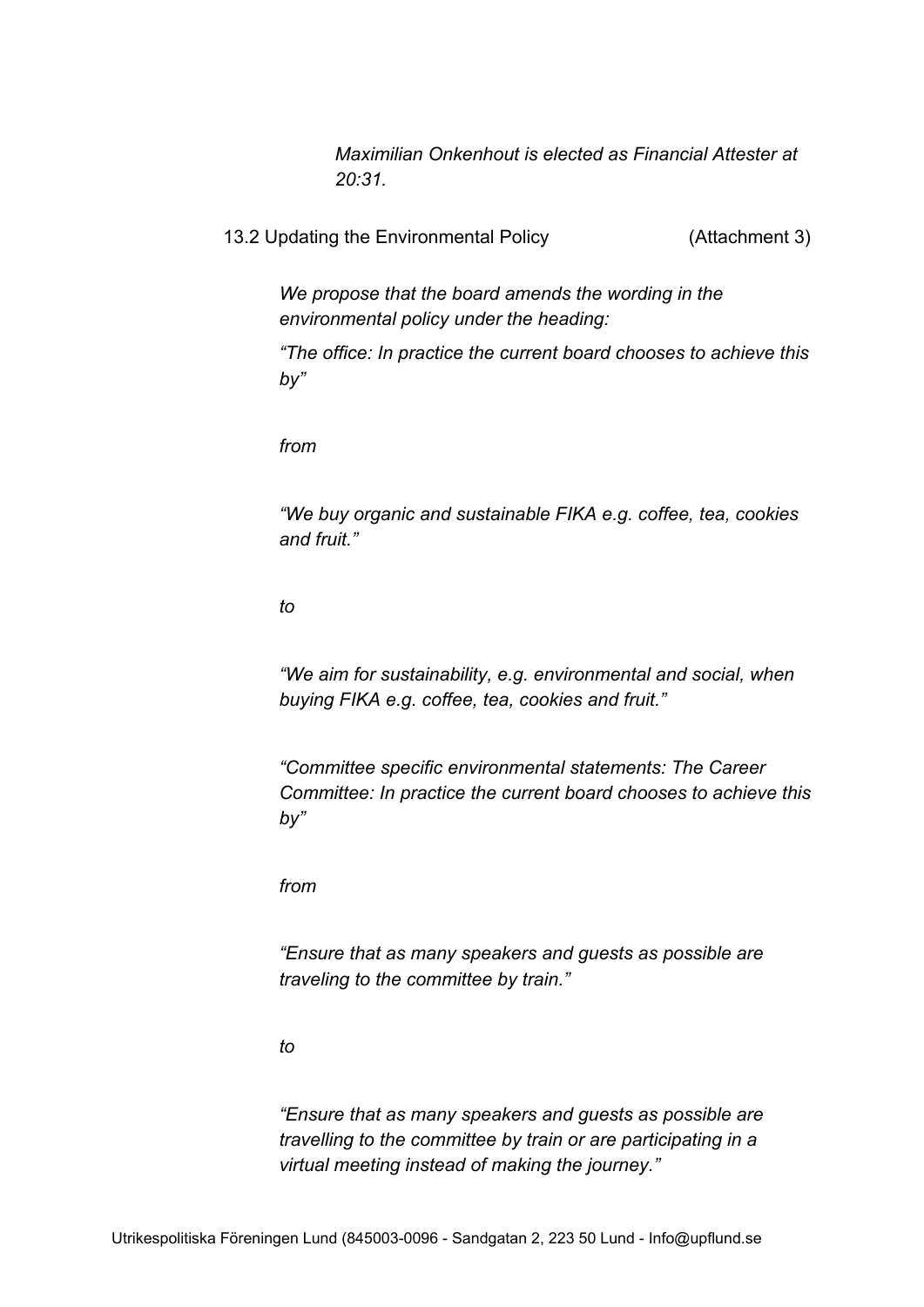*Maximilian Onkenhout is elected as Financial Attester at 20:31.*

13.2 Updating the Environmental Policy (Attachment 3)

*We propose that the board amends the wording in the environmental policy under the heading:*

*"The office: In practice the current board chooses to achieve this by"*

*from*

*"We buy organic and sustainable FIKA e.g. coffee, tea, cookies and fruit."*

*to*

*"We aim for sustainability, e.g. environmental and social, when buying FIKA e.g. coffee, tea, cookies and fruit."*

*"Committee specific environmental statements: The Career Committee: In practice the current board chooses to achieve this by"*

*from*

*"Ensure that as many speakers and guests as possible are traveling to the committee by train."*

*to*

*"Ensure that as many speakers and guests as possible are travelling to the committee by train or are participating in a virtual meeting instead of making the journey."*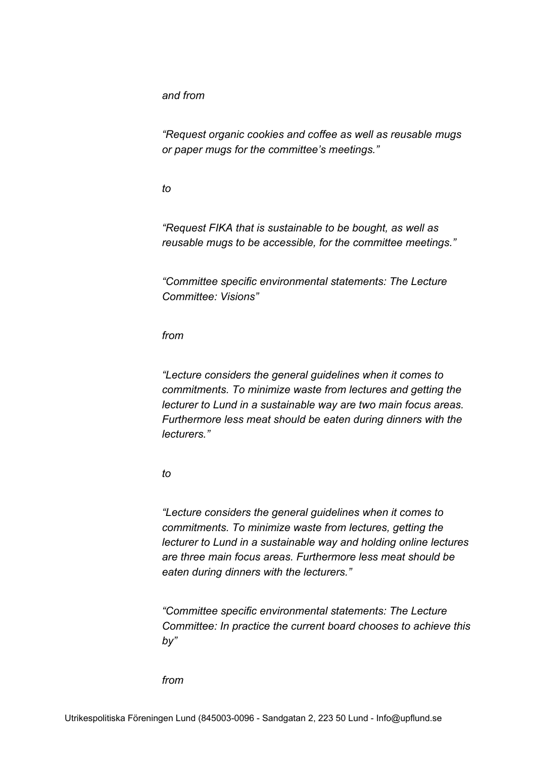*and from*

*"Request organic cookies and coffee as well as reusable mugs or paper mugs for the committee's meetings."*

*to*

*"Request FIKA that is sustainable to be bought, as well as reusable mugs to be accessible, for the committee meetings."*

*"Committee specific environmental statements: The Lecture Committee: Visions"*

*from*

*"Lecture considers the general guidelines when it comes to commitments. To minimize waste from lectures and getting the lecturer to Lund in a sustainable way are two main focus areas. Furthermore less meat should be eaten during dinners with the lecturers."*

*to*

*"Lecture considers the general guidelines when it comes to commitments. To minimize waste from lectures, getting the lecturer to Lund in a sustainable way and holding online lectures are three main focus areas. Furthermore less meat should be eaten during dinners with the lecturers."*

*"Committee specific environmental statements: The Lecture Committee: In practice the current board chooses to achieve this by"*

*from*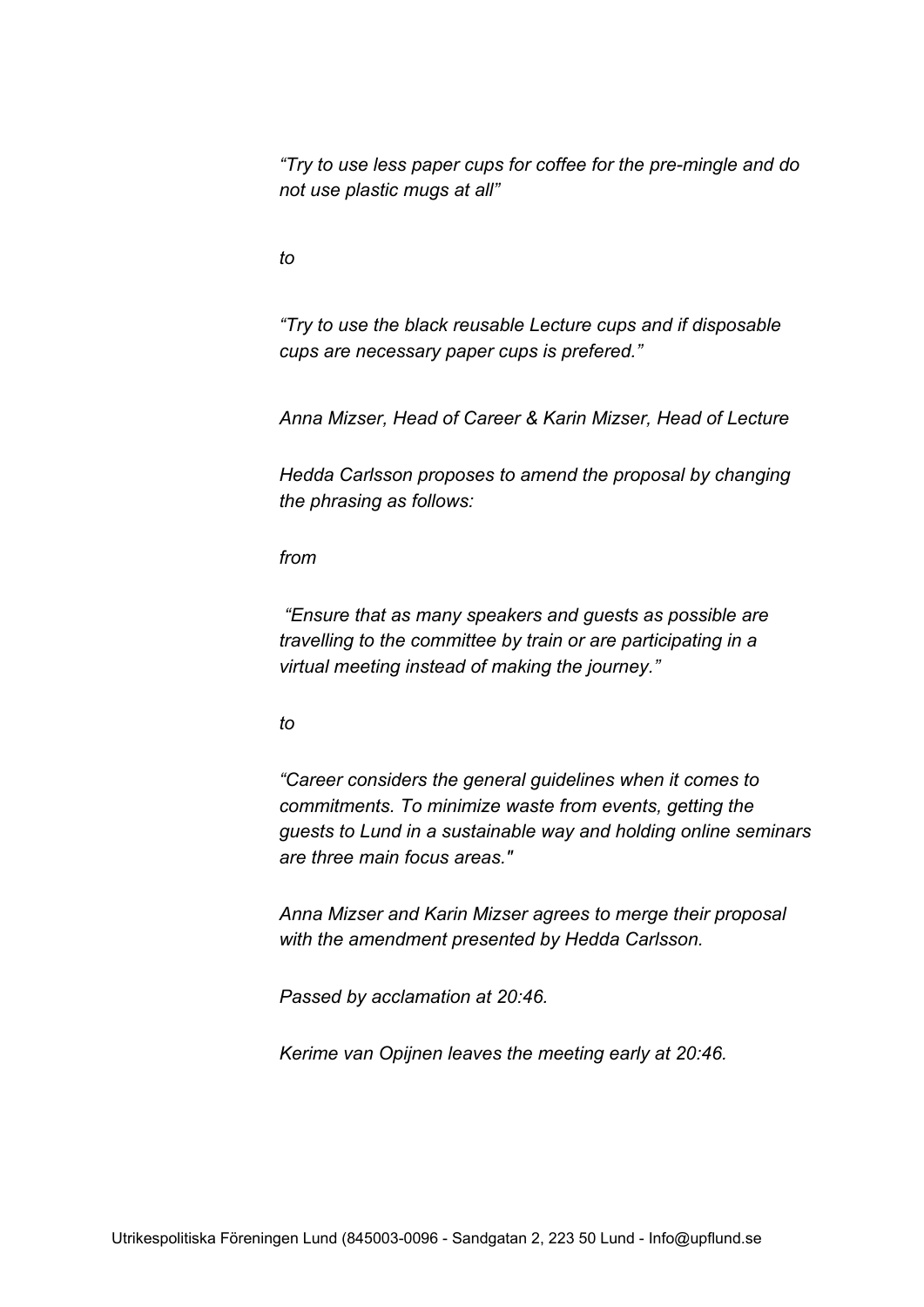*"Try to use less paper cups for coffee for the pre-mingle and do not use plastic mugs at all"*

*to*

*"Try to use the black reusable Lecture cups and if disposable cups are necessary paper cups is prefered."*

*Anna Mizser, Head of Career & Karin Mizser, Head of Lecture*

*Hedda Carlsson proposes to amend the proposal by changing the phrasing as follows:*

*from*

*"Ensure that as many speakers and guests as possible are travelling to the committee by train or are participating in a virtual meeting instead of making the journey."*

*to*

*"Career considers the general guidelines when it comes to commitments. To minimize waste from events, getting the guests to Lund in a sustainable way and holding online seminars are three main focus areas."*

*Anna Mizser and Karin Mizser agrees to merge their proposal with the amendment presented by Hedda Carlsson.*

*Passed by acclamation at 20:46.*

*Kerime van Opijnen leaves the meeting early at 20:46.*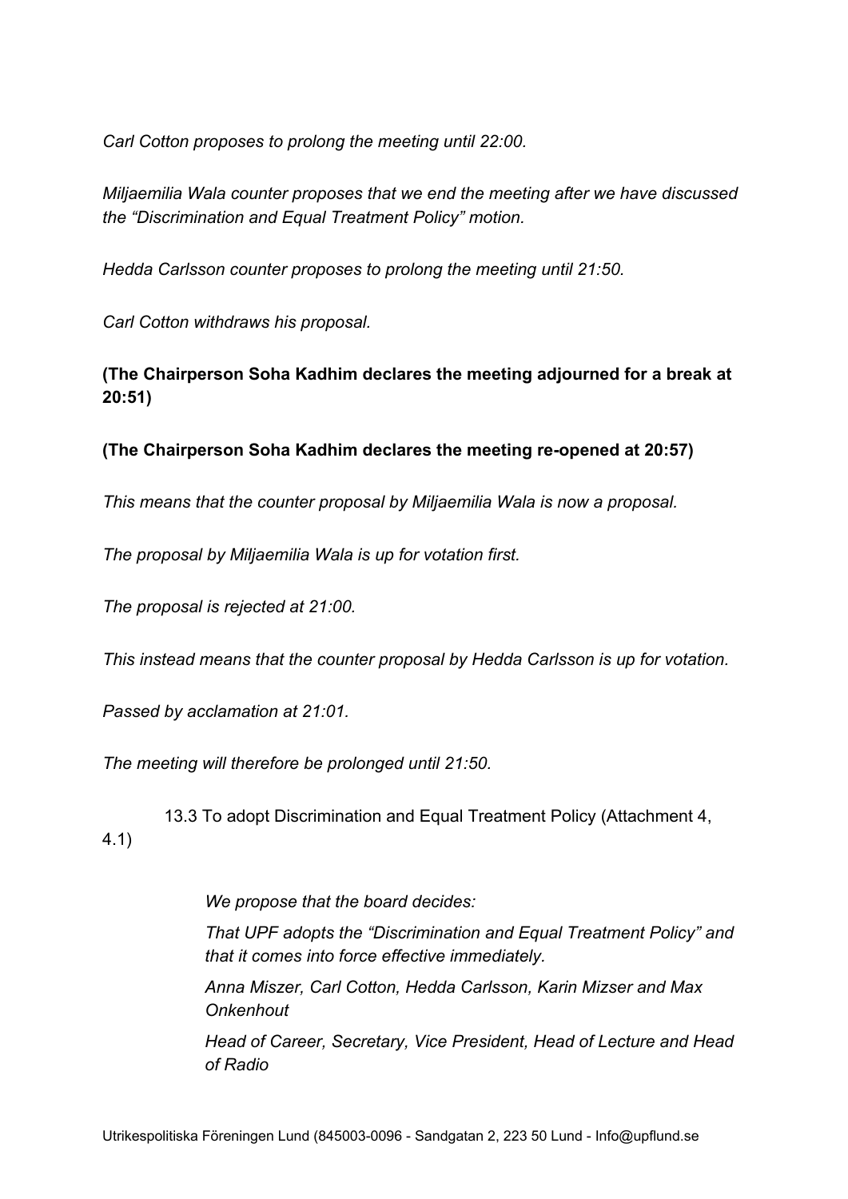*Carl Cotton proposes to prolong the meeting until 22:00.*

*Miljaemilia Wala counter proposes that we end the meeting after we have discussed the "Discrimination and Equal Treatment Policy" motion.*

*Hedda Carlsson counter proposes to prolong the meeting until 21:50.*

*Carl Cotton withdraws his proposal.*

**(The Chairperson Soha Kadhim declares the meeting adjourned for a break at 20:51)**

**(The Chairperson Soha Kadhim declares the meeting re-opened at 20:57)**

*This means that the counter proposal by Miljaemilia Wala is now a proposal.*

*The proposal by Miljaemilia Wala is up for votation first.*

*The proposal is rejected at 21:00.*

*This instead means that the counter proposal by Hedda Carlsson is up for votation.*

*Passed by acclamation at 21:01.*

*The meeting will therefore be prolonged until 21:50.*

13.3 To adopt Discrimination and Equal Treatment Policy (Attachment 4, 4.1)

> *We propose that the board decides:*
>
> *That UPF adopts the "Discrimination and Equal Treatment Policy" and that it comes into force effective immediately.*
>
> *Anna Miszer, Carl Cotton, Hedda Carlsson, Karin Mizser and Max Onkenhout*
>
> *Head of Career, Secretary, Vice President, Head of Lecture and Head of Radio*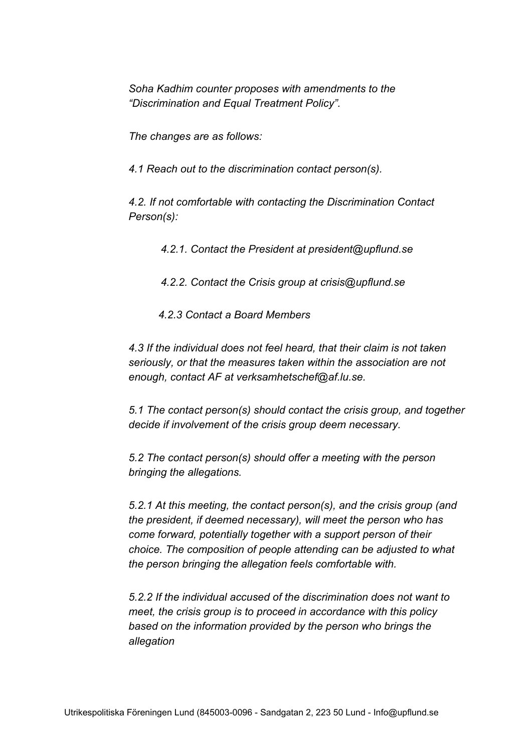*Soha Kadhim counter proposes with amendments to the "Discrimination and Equal Treatment Policy".*

*The changes are as follows:*

*4.1 Reach out to the discrimination contact person(s).*

*4.2. If not comfortable with contacting the Discrimination Contact Person(s):*

> *4.2.1. Contact the President at president@upflund.se*
>
> *4.2.2. Contact the Crisis group at crisis@upflund.se*
>
> *4.2.3 Contact a Board Members*

*4.3 If the individual does not feel heard, that their claim is not taken seriously, or that the measures taken within the association are not enough, contact AF at verksamhetschef@af.lu.se.*

*5.1 The contact person(s) should contact the crisis group, and together decide if involvement of the crisis group deem necessary.*

*5.2 The contact person(s) should offer a meeting with the person bringing the allegations.*

*5.2.1 At this meeting, the contact person(s), and the crisis group (and the president, if deemed necessary), will meet the person who has come forward, potentially together with a support person of their choice. The composition of people attending can be adjusted to what the person bringing the allegation feels comfortable with.*

*5.2.2 If the individual accused of the discrimination does not want to meet, the crisis group is to proceed in accordance with this policy based on the information provided by the person who brings the allegation*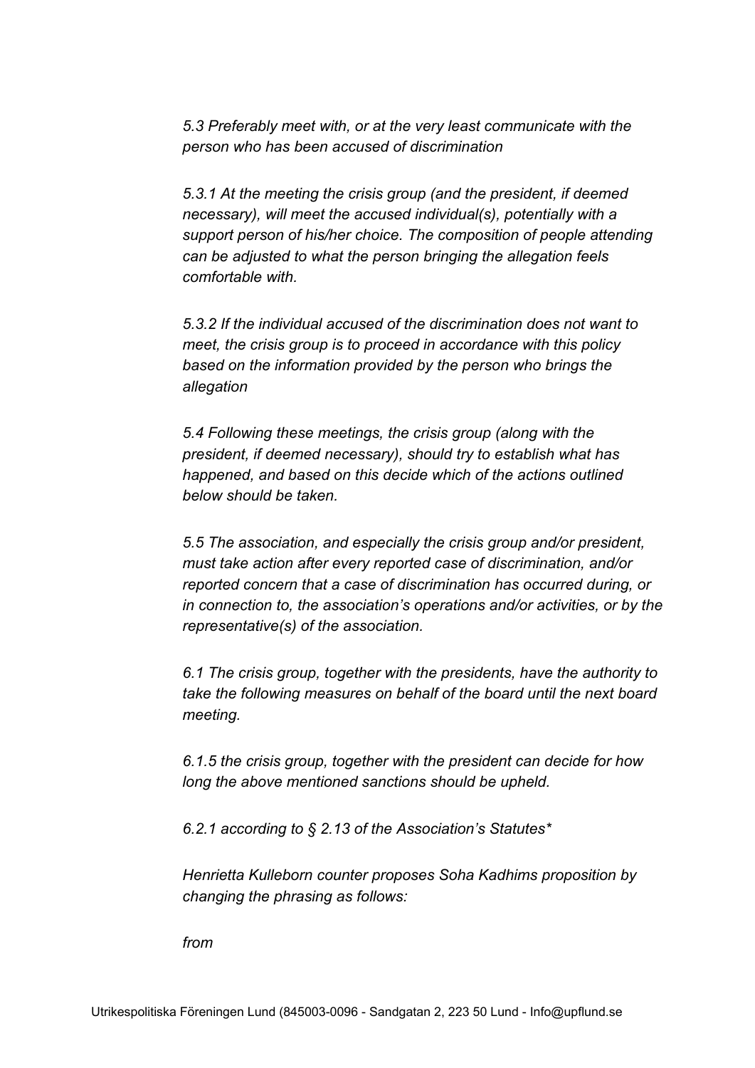*5.3 Preferably meet with, or at the very least communicate with the person who has been accused of discrimination*

*5.3.1 At the meeting the crisis group (and the president, if deemed necessary), will meet the accused individual(s), potentially with a support person of his/her choice. The composition of people attending can be adjusted to what the person bringing the allegation feels comfortable with.*

*5.3.2 If the individual accused of the discrimination does not want to meet, the crisis group is to proceed in accordance with this policy based on the information provided by the person who brings the allegation*

*5.4 Following these meetings, the crisis group (along with the president, if deemed necessary), should try to establish what has happened, and based on this decide which of the actions outlined below should be taken.*

*5.5 The association, and especially the crisis group and/or president, must take action after every reported case of discrimination, and/or reported concern that a case of discrimination has occurred during, or in connection to, the association's operations and/or activities, or by the representative(s) of the association.*

*6.1 The crisis group, together with the presidents, have the authority to take the following measures on behalf of the board until the next board meeting.*

*6.1.5 the crisis group, together with the president can decide for how long the above mentioned sanctions should be upheld.*

*6.2.1 according to § 2.13 of the Association's Statutes**

*Henrietta Kulleborn counter proposes Soha Kadhims proposition by changing the phrasing as follows:*

*from*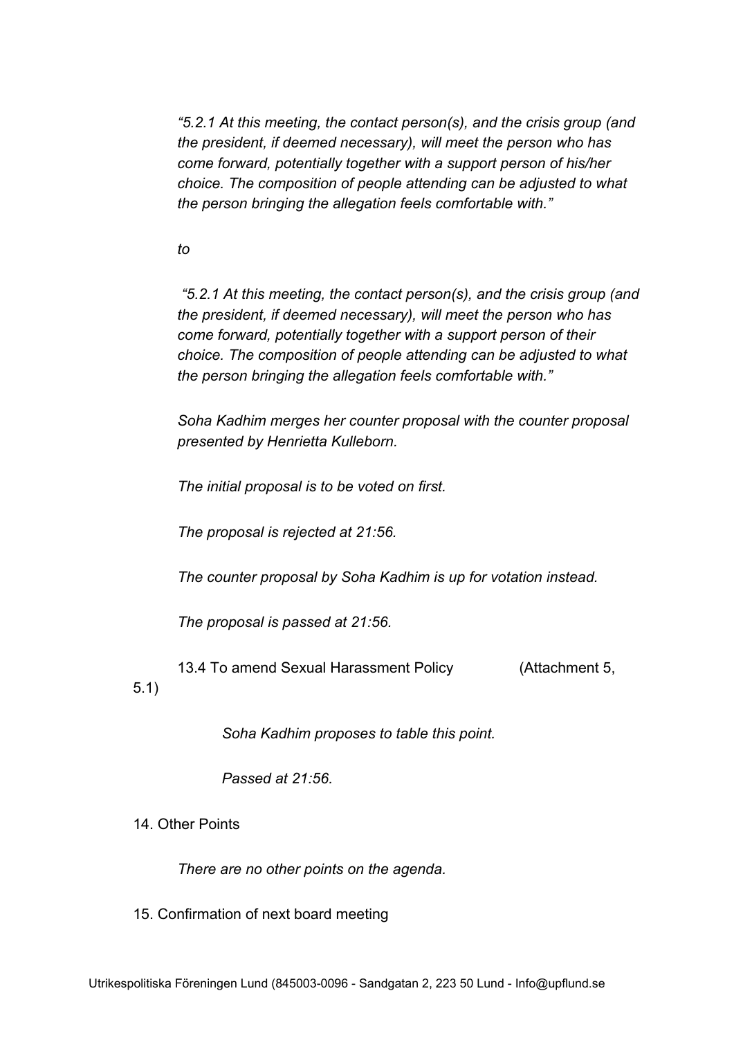*"5.2.1 At this meeting, the contact person(s), and the crisis group (and the president, if deemed necessary), will meet the person who has come forward, potentially together with a support person of his/her choice. The composition of people attending can be adjusted to what the person bringing the allegation feels comfortable with."*

*to*

*"5.2.1 At this meeting, the contact person(s), and the crisis group (and the president, if deemed necessary), will meet the person who has come forward, potentially together with a support person of their choice. The composition of people attending can be adjusted to what the person bringing the allegation feels comfortable with."*

*Soha Kadhim merges her counter proposal with the counter proposal presented by Henrietta Kulleborn.*

*The initial proposal is to be voted on first.*

*The proposal is rejected at 21:56.*

*The counter proposal by Soha Kadhim is up for votation instead.*

*The proposal is passed at 21:56.*

13.4 To amend Sexual Harassment Policy (Attachment 5, 5.1)

*Soha Kadhim proposes to table this point.*

*Passed at 21:56.*

14. Other Points

*There are no other points on the agenda.*

15. Confirmation of next board meeting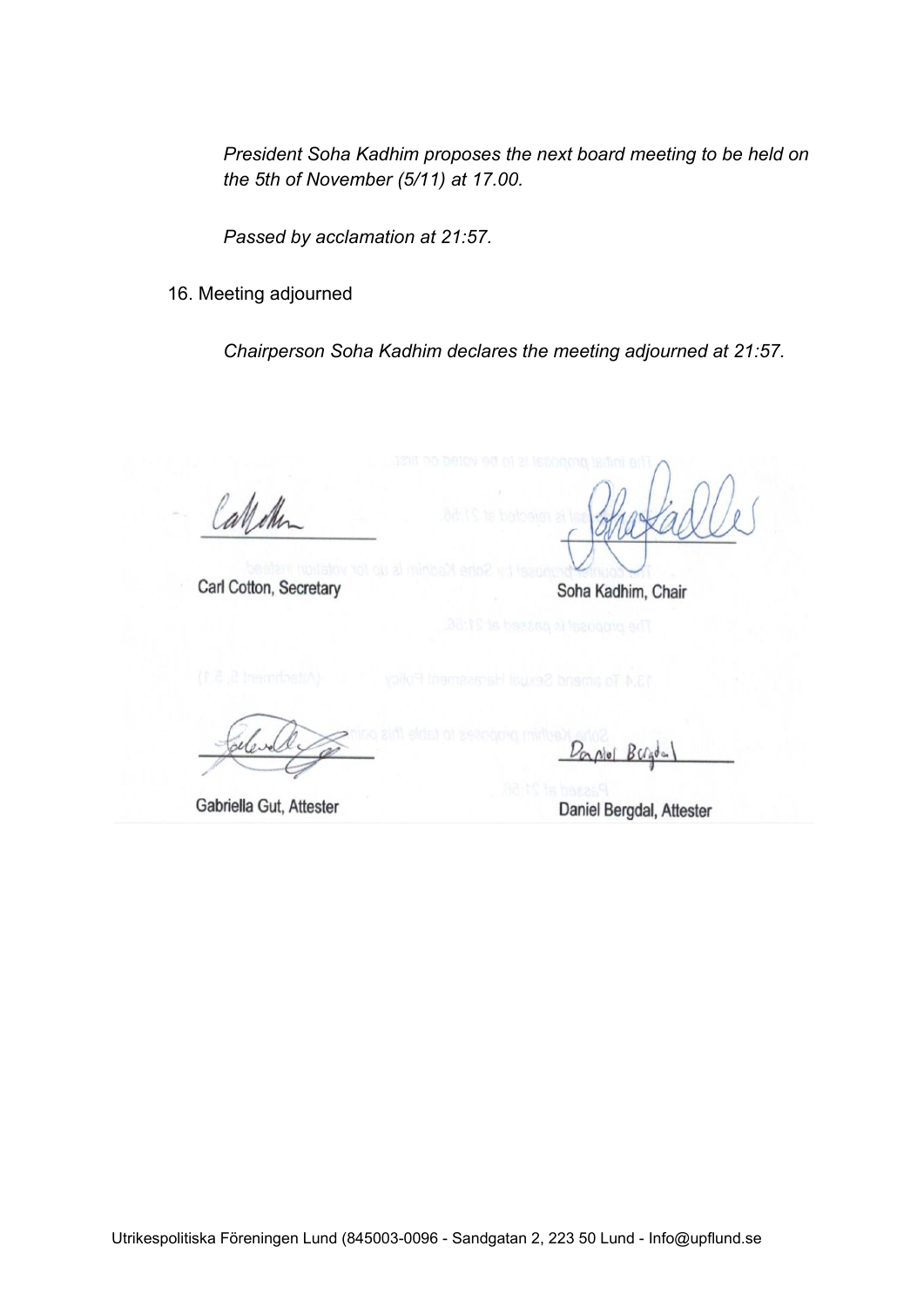*President Soha Kadhim proposes the next board meeting to be held on the 5th of November (5/11) at 17.00.*

*Passed by acclamation at 21:57.*

16. Meeting adjourned

*Chairperson Soha Kadhim declares the meeting adjourned at 21:57.*

Carl Cotton, Secretary

Soha Kadhim, Chair

Gabriella Gut, Attester

Daniel Bergdal, Attester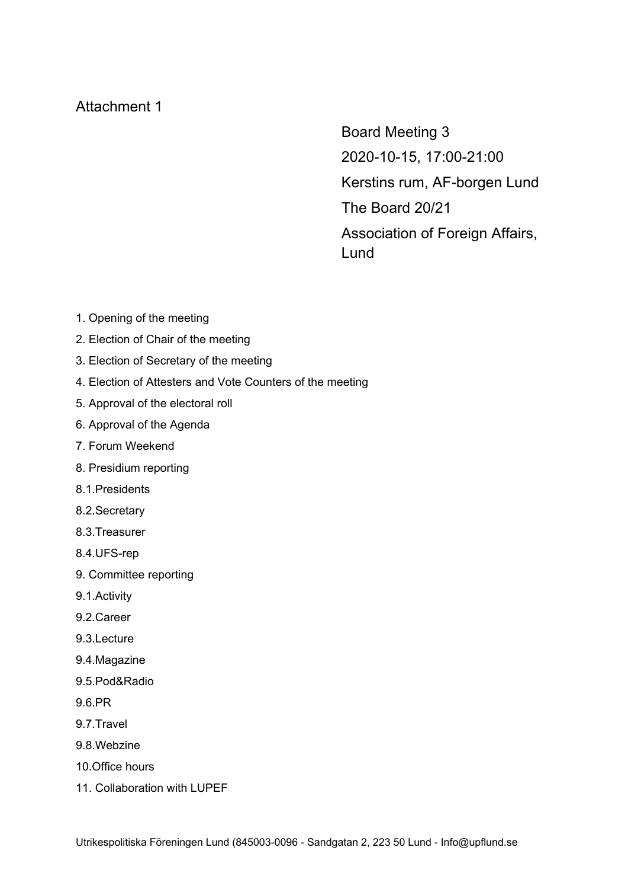Attachment 1

Board Meeting 3

2020-10-15, 17:00-21:00

Kerstins rum, AF-borgen Lund

The Board 20/21

Association of Foreign Affairs, Lund

1. Opening of the meeting
2. Election of Chair of the meeting
3. Election of Secretary of the meeting
4. Election of Attesters and Vote Counters of the meeting
5. Approval of the electoral roll
6. Approval of the Agenda
7. Forum Weekend
8. Presidium reporting

8.1.Presidents

8.2.Secretary

8.3.Treasurer

8.4.UFS-rep

9. Committee reporting

9.1.Activity

9.2.Career

9.3.Lecture

9.4.Magazine

9.5.Pod&Radio

9.6.PR

9.7.Travel

9.8.Webzine

10.Office hours

11. Collaboration with LUPEF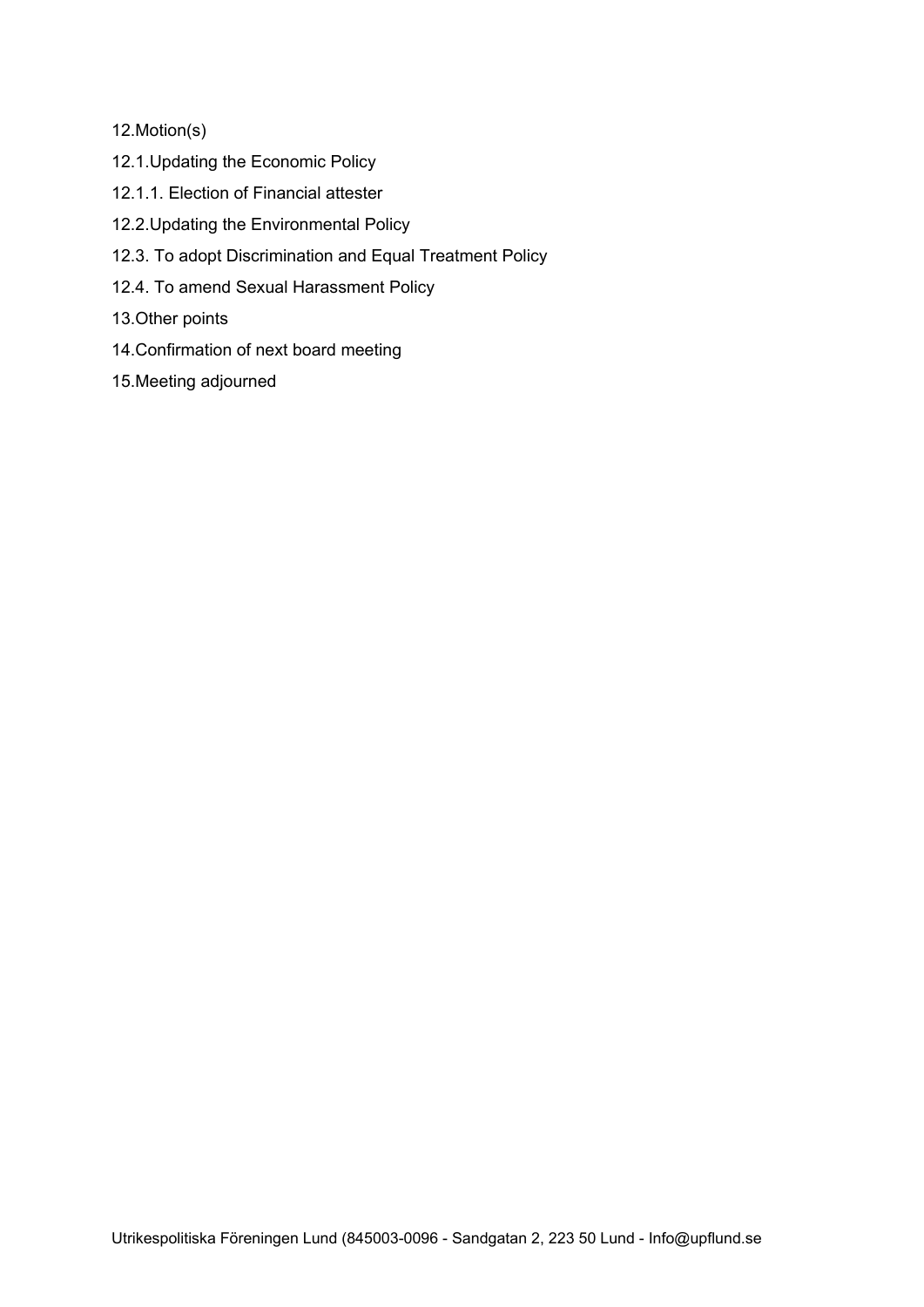12.Motion(s)

12.1.Updating the Economic Policy

12.1.1. Election of Financial attester

12.2.Updating the Environmental Policy

12.3. To adopt Discrimination and Equal Treatment Policy

12.4. To amend Sexual Harassment Policy

13.Other points

14.Confirmation of next board meeting

15.Meeting adjourned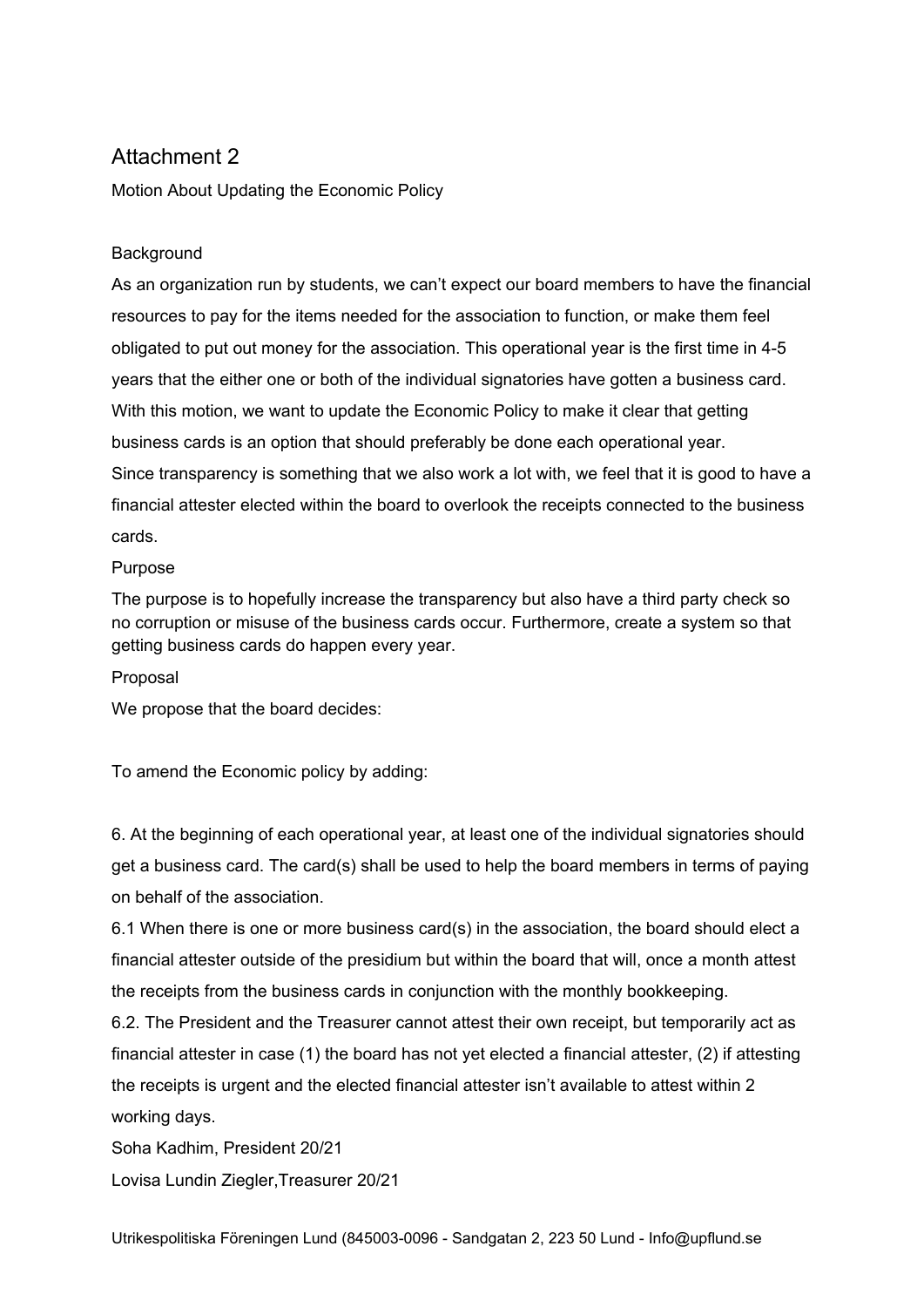# Attachment 2

Motion About Updating the Economic Policy

Background

As an organization run by students, we can't expect our board members to have the financial resources to pay for the items needed for the association to function, or make them feel obligated to put out money for the association. This operational year is the first time in 4-5 years that the either one or both of the individual signatories have gotten a business card. With this motion, we want to update the Economic Policy to make it clear that getting business cards is an option that should preferably be done each operational year.

Since transparency is something that we also work a lot with, we feel that it is good to have a financial attester elected within the board to overlook the receipts connected to the business cards.

Purpose

The purpose is to hopefully increase the transparency but also have a third party check so no corruption or misuse of the business cards occur. Furthermore, create a system so that getting business cards do happen every year.

Proposal

We propose that the board decides:

To amend the Economic policy by adding:

6. At the beginning of each operational year, at least one of the individual signatories should get a business card. The card(s) shall be used to help the board members in terms of paying on behalf of the association.

6.1 When there is one or more business card(s) in the association, the board should elect a financial attester outside of the presidium but within the board that will, once a month attest the receipts from the business cards in conjunction with the monthly bookkeeping.

6.2. The President and the Treasurer cannot attest their own receipt, but temporarily act as financial attester in case (1) the board has not yet elected a financial attester, (2) if attesting the receipts is urgent and the elected financial attester isn't available to attest within 2 working days.

Soha Kadhim, President 20/21

Lovisa Lundin Ziegler,Treasurer 20/21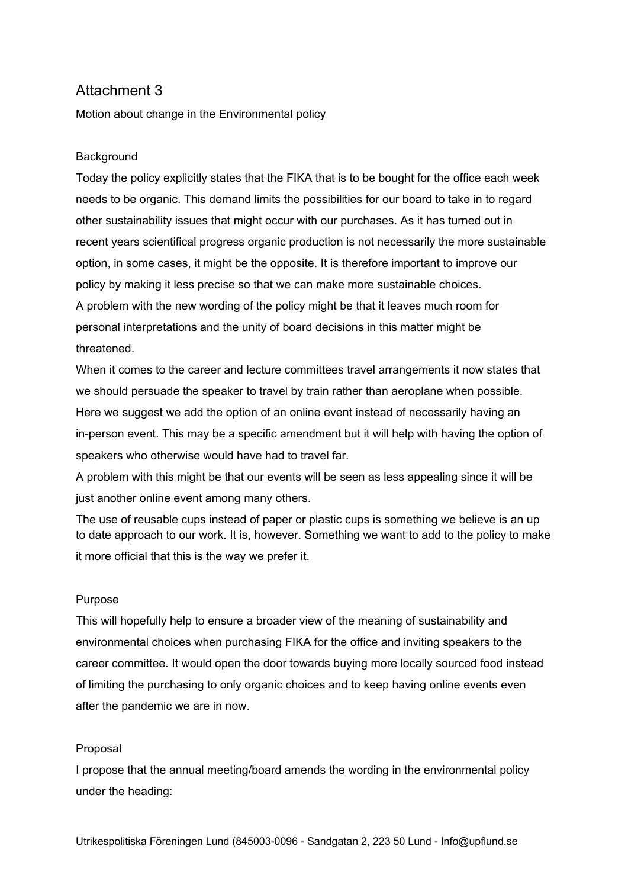## Attachment 3

Motion about change in the Environmental policy

### Background

Today the policy explicitly states that the FIKA that is to be bought for the office each week needs to be organic. This demand limits the possibilities for our board to take in to regard other sustainability issues that might occur with our purchases. As it has turned out in recent years scientifical progress organic production is not necessarily the more sustainable option, in some cases, it might be the opposite. It is therefore important to improve our policy by making it less precise so that we can make more sustainable choices.

A problem with the new wording of the policy might be that it leaves much room for personal interpretations and the unity of board decisions in this matter might be threatened.

When it comes to the career and lecture committees travel arrangements it now states that we should persuade the speaker to travel by train rather than aeroplane when possible. Here we suggest we add the option of an online event instead of necessarily having an in-person event. This may be a specific amendment but it will help with having the option of speakers who otherwise would have had to travel far.

A problem with this might be that our events will be seen as less appealing since it will be just another online event among many others.

The use of reusable cups instead of paper or plastic cups is something we believe is an up to date approach to our work. It is, however. Something we want to add to the policy to make it more official that this is the way we prefer it.

### Purpose

This will hopefully help to ensure a broader view of the meaning of sustainability and environmental choices when purchasing FIKA for the office and inviting speakers to the career committee. It would open the door towards buying more locally sourced food instead of limiting the purchasing to only organic choices and to keep having online events even after the pandemic we are in now.

### Proposal

I propose that the annual meeting/board amends the wording in the environmental policy under the heading: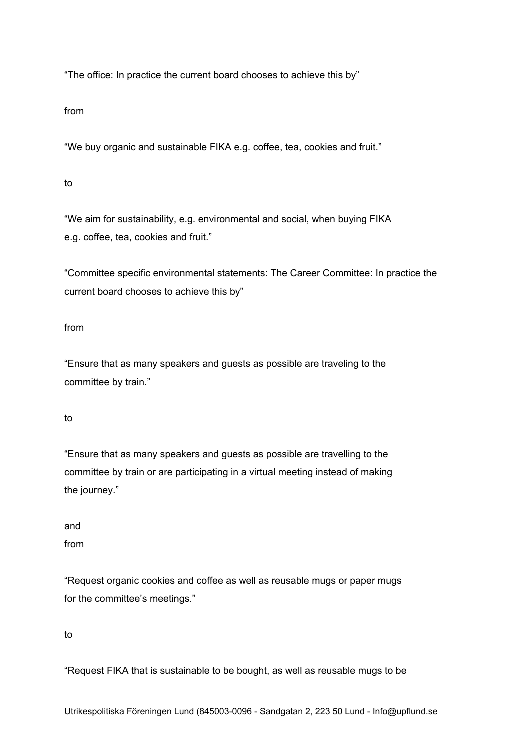“The office: In practice the current board chooses to achieve this by”

from

“We buy organic and sustainable FIKA e.g. coffee, tea, cookies and fruit.”

to

“We aim for sustainability, e.g. environmental and social, when buying FIKA e.g. coffee, tea, cookies and fruit.”

“Committee specific environmental statements: The Career Committee: In practice the current board chooses to achieve this by”

from

“Ensure that as many speakers and guests as possible are traveling to the committee by train.”

to

“Ensure that as many speakers and guests as possible are travelling to the committee by train or are participating in a virtual meeting instead of making the journey.”

and
from

“Request organic cookies and coffee as well as reusable mugs or paper mugs for the committee’s meetings.”

to

“Request FIKA that is sustainable to be bought, as well as reusable mugs to be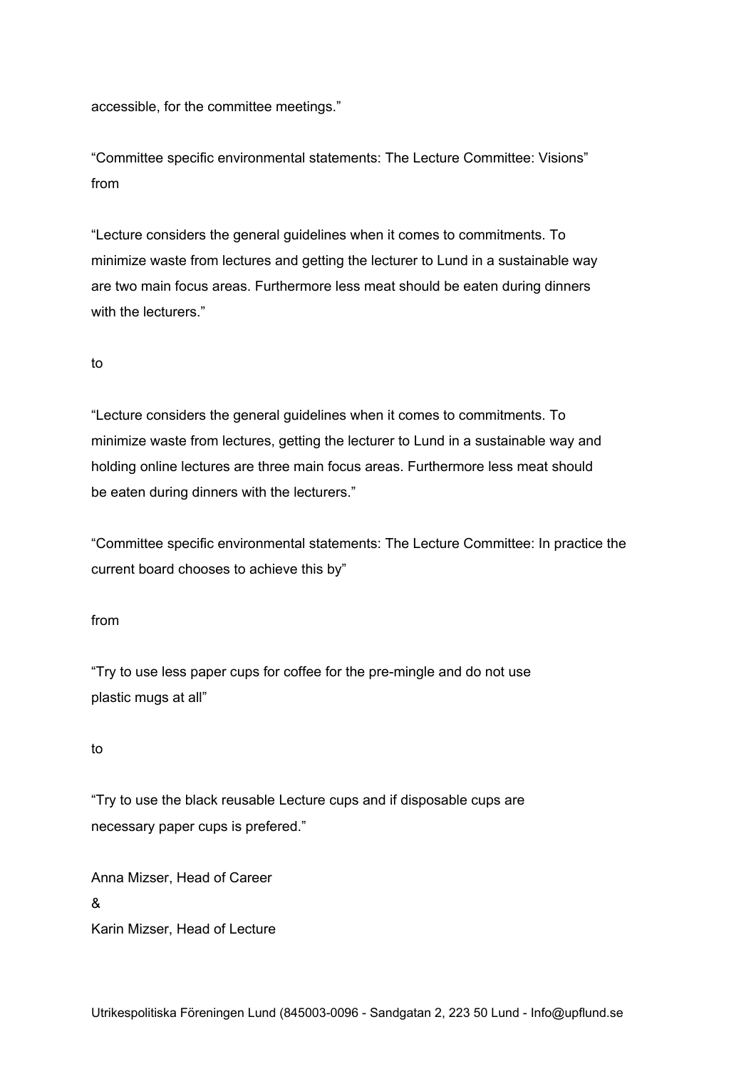accessible, for the committee meetings.”

“Committee specific environmental statements: The Lecture Committee: Visions” from

“Lecture considers the general guidelines when it comes to commitments. To minimize waste from lectures and getting the lecturer to Lund in a sustainable way are two main focus areas. Furthermore less meat should be eaten during dinners with the lecturers.”

to

“Lecture considers the general guidelines when it comes to commitments. To minimize waste from lectures, getting the lecturer to Lund in a sustainable way and holding online lectures are three main focus areas. Furthermore less meat should be eaten during dinners with the lecturers.”

“Committee specific environmental statements: The Lecture Committee: In practice the current board chooses to achieve this by”

from

“Try to use less paper cups for coffee for the pre-mingle and do not use plastic mugs at all”

to

“Try to use the black reusable Lecture cups and if disposable cups are necessary paper cups is prefered.”

Anna Mizser, Head of Career
&
Karin Mizser, Head of Lecture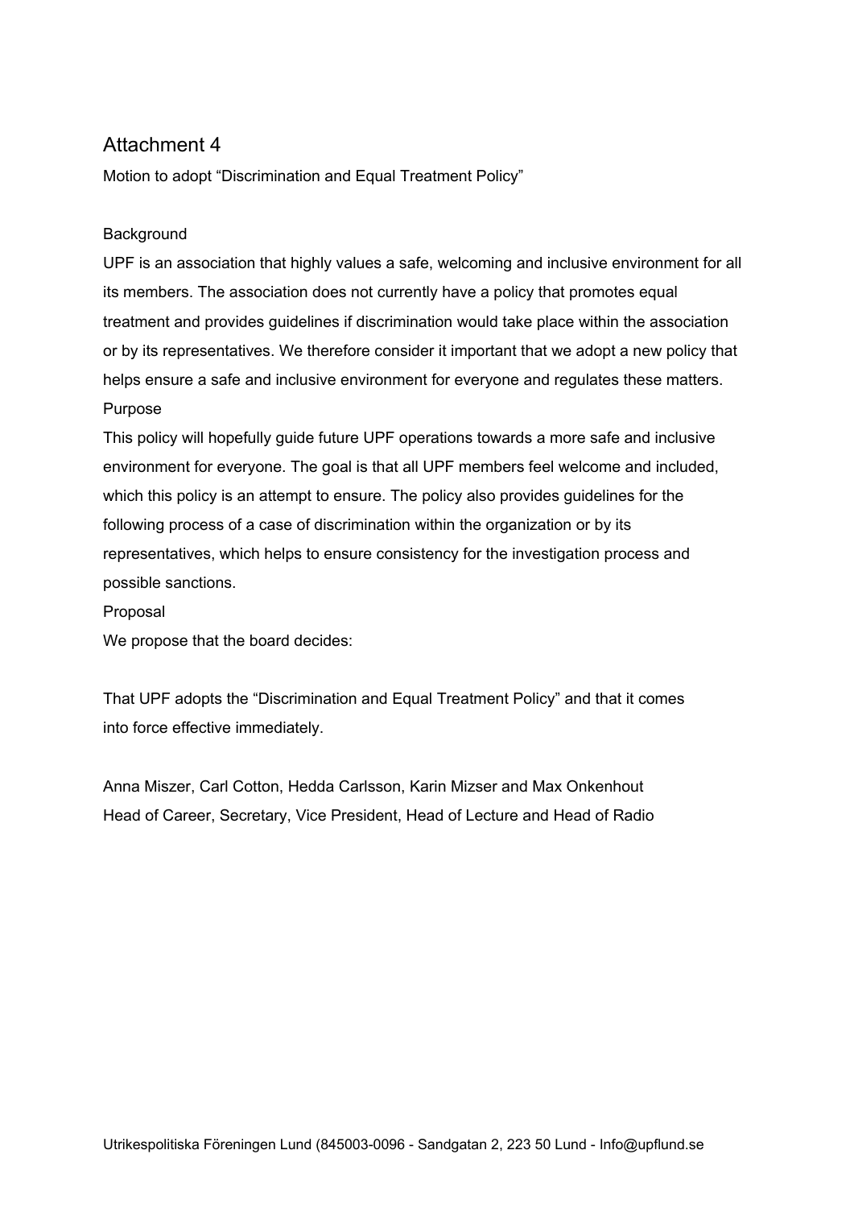# Attachment 4

Motion to adopt “Discrimination and Equal Treatment Policy”

Background

UPF is an association that highly values a safe, welcoming and inclusive environment for all its members. The association does not currently have a policy that promotes equal treatment and provides guidelines if discrimination would take place within the association or by its representatives. We therefore consider it important that we adopt a new policy that helps ensure a safe and inclusive environment for everyone and regulates these matters.

Purpose

This policy will hopefully guide future UPF operations towards a more safe and inclusive environment for everyone. The goal is that all UPF members feel welcome and included, which this policy is an attempt to ensure. The policy also provides guidelines for the following process of a case of discrimination within the organization or by its representatives, which helps to ensure consistency for the investigation process and possible sanctions.

Proposal

We propose that the board decides:

That UPF adopts the “Discrimination and Equal Treatment Policy” and that it comes into force effective immediately.

Anna Miszer, Carl Cotton, Hedda Carlsson, Karin Mizser and Max Onkenhout
Head of Career, Secretary, Vice President, Head of Lecture and Head of Radio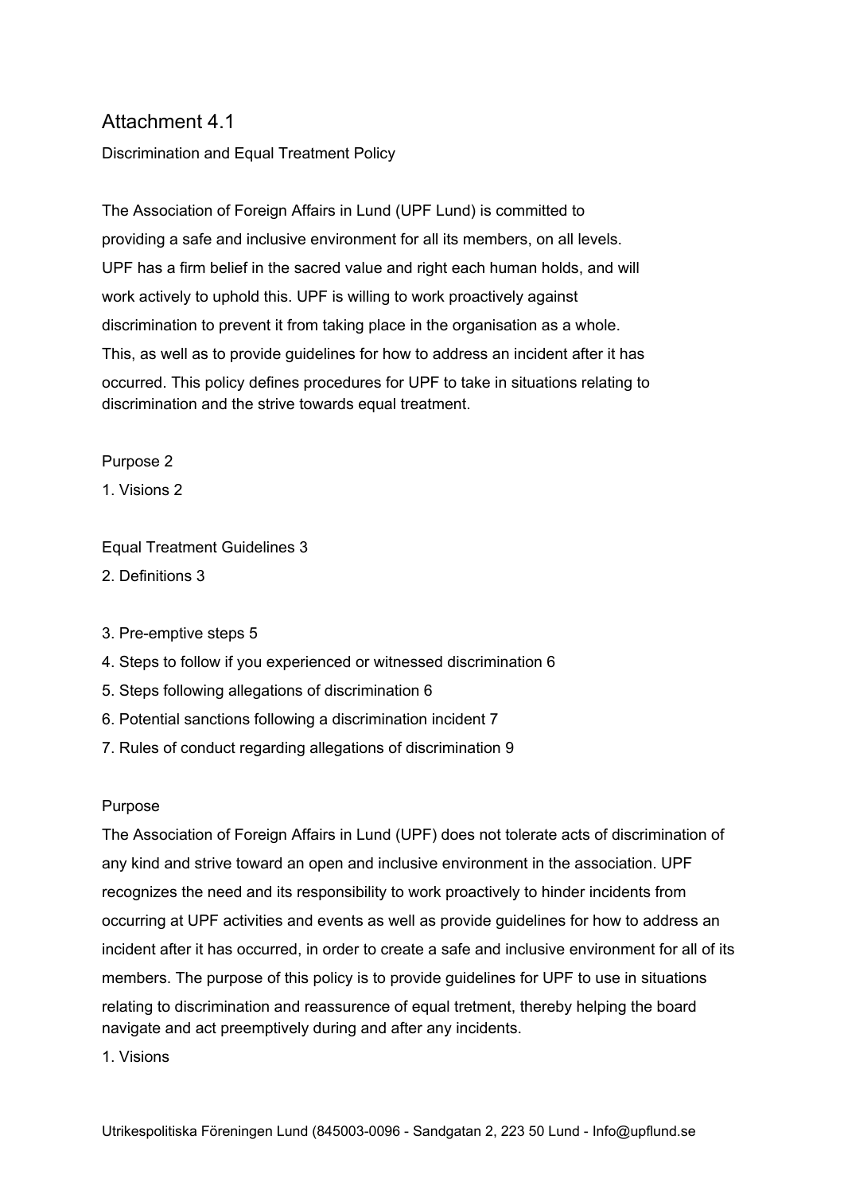# Attachment 4.1

## Discrimination and Equal Treatment Policy

The Association of Foreign Affairs in Lund (UPF Lund) is committed to providing a safe and inclusive environment for all its members, on all levels. UPF has a firm belief in the sacred value and right each human holds, and will work actively to uphold this. UPF is willing to work proactively against discrimination to prevent it from taking place in the organisation as a whole. This, as well as to provide guidelines for how to address an incident after it has occurred. This policy defines procedures for UPF to take in situations relating to discrimination and the strive towards equal treatment.

Purpose 2

1. Visions 2

Equal Treatment Guidelines 3

2. Definitions 3

3. Pre-emptive steps 5
4. Steps to follow if you experienced or witnessed discrimination 6
5. Steps following allegations of discrimination 6
6. Potential sanctions following a discrimination incident 7
7. Rules of conduct regarding allegations of discrimination 9

## Purpose

The Association of Foreign Affairs in Lund (UPF) does not tolerate acts of discrimination of any kind and strive toward an open and inclusive environment in the association. UPF recognizes the need and its responsibility to work proactively to hinder incidents from occurring at UPF activities and events as well as provide guidelines for how to address an incident after it has occurred, in order to create a safe and inclusive environment for all of its members. The purpose of this policy is to provide guidelines for UPF to use in situations relating to discrimination and reassurence of equal tretment, thereby helping the board navigate and act preemptively during and after any incidents.

### 1. Visions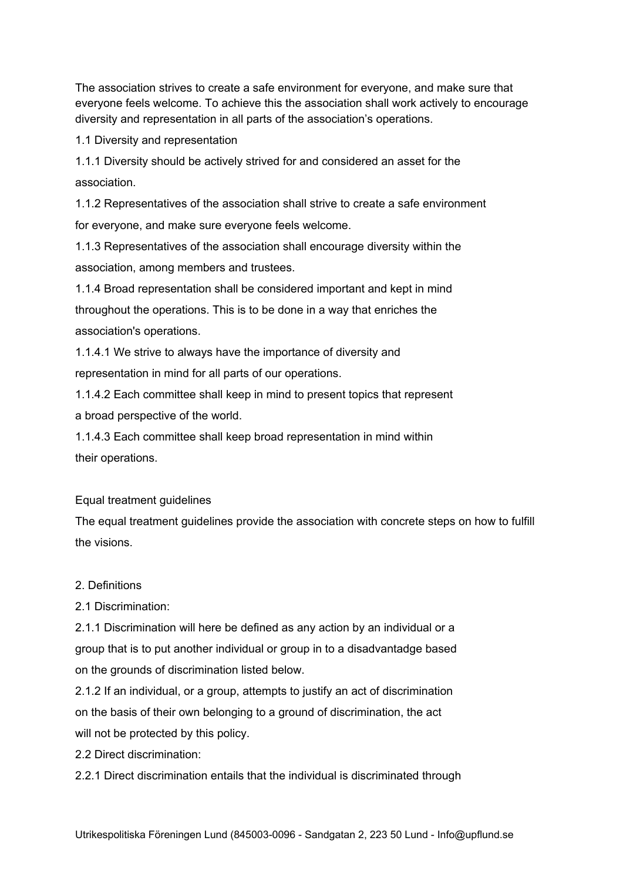The association strives to create a safe environment for everyone, and make sure that everyone feels welcome. To achieve this the association shall work actively to encourage diversity and representation in all parts of the association's operations.

1.1 Diversity and representation

1.1.1 Diversity should be actively strived for and considered an asset for the association.

1.1.2 Representatives of the association shall strive to create a safe environment for everyone, and make sure everyone feels welcome.

1.1.3 Representatives of the association shall encourage diversity within the association, among members and trustees.

1.1.4 Broad representation shall be considered important and kept in mind throughout the operations. This is to be done in a way that enriches the association's operations.

1.1.4.1 We strive to always have the importance of diversity and representation in mind for all parts of our operations.

1.1.4.2 Each committee shall keep in mind to present topics that represent a broad perspective of the world.

1.1.4.3 Each committee shall keep broad representation in mind within their operations.

Equal treatment guidelines

The equal treatment guidelines provide the association with concrete steps on how to fulfill the visions.

2. Definitions

2.1 Discrimination:

2.1.1 Discrimination will here be defined as any action by an individual or a group that is to put another individual or group in to a disadvantadge based on the grounds of discrimination listed below.

2.1.2 If an individual, or a group, attempts to justify an act of discrimination on the basis of their own belonging to a ground of discrimination, the act will not be protected by this policy.

2.2 Direct discrimination:

2.2.1 Direct discrimination entails that the individual is discriminated through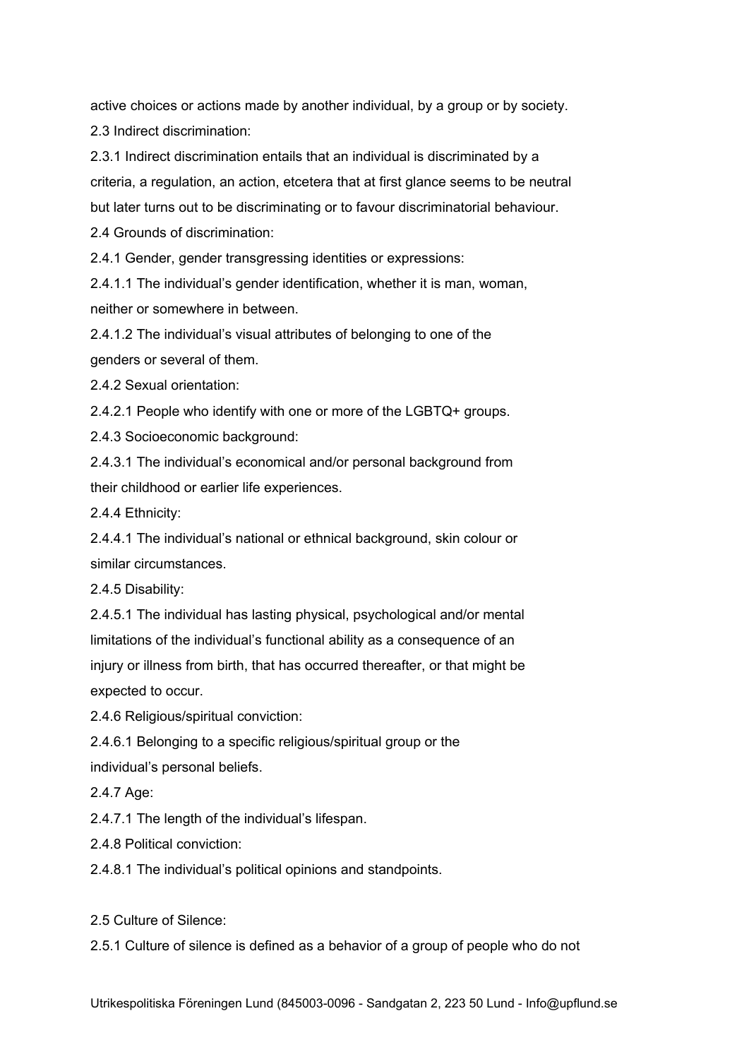active choices or actions made by another individual, by a group or by society.

2.3 Indirect discrimination:

2.3.1 Indirect discrimination entails that an individual is discriminated by a criteria, a regulation, an action, etcetera that at first glance seems to be neutral but later turns out to be discriminating or to favour discriminatorial behaviour.

2.4 Grounds of discrimination:

2.4.1 Gender, gender transgressing identities or expressions:

2.4.1.1 The individual's gender identification, whether it is man, woman, neither or somewhere in between.

2.4.1.2 The individual's visual attributes of belonging to one of the genders or several of them.

2.4.2 Sexual orientation:

2.4.2.1 People who identify with one or more of the LGBTQ+ groups.

2.4.3 Socioeconomic background:

2.4.3.1 The individual's economical and/or personal background from their childhood or earlier life experiences.

2.4.4 Ethnicity:

2.4.4.1 The individual's national or ethnical background, skin colour or similar circumstances.

2.4.5 Disability:

2.4.5.1 The individual has lasting physical, psychological and/or mental limitations of the individual's functional ability as a consequence of an injury or illness from birth, that has occurred thereafter, or that might be expected to occur.

2.4.6 Religious/spiritual conviction:

2.4.6.1 Belonging to a specific religious/spiritual group or the individual's personal beliefs.

2.4.7 Age:

2.4.7.1 The length of the individual's lifespan.

2.4.8 Political conviction:

2.4.8.1 The individual's political opinions and standpoints.

2.5 Culture of Silence:

2.5.1 Culture of silence is defined as a behavior of a group of people who do not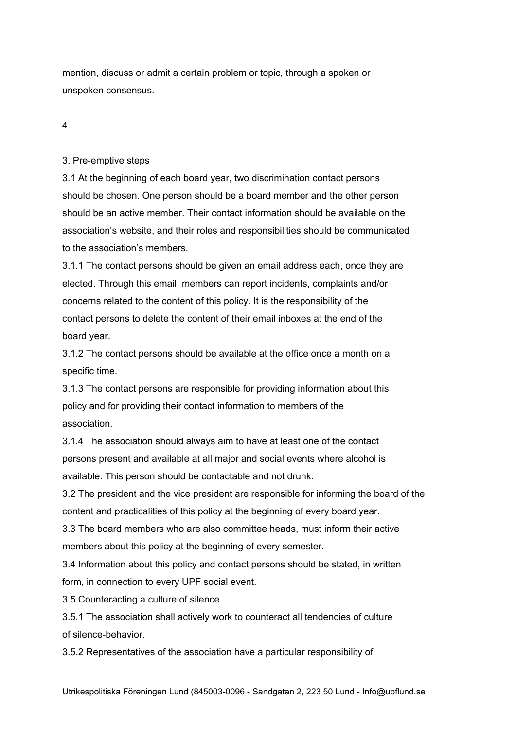mention, discuss or admit a certain problem or topic, through a spoken or unspoken consensus.

## 3. Pre-emptive steps

3.1 At the beginning of each board year, two discrimination contact persons should be chosen. One person should be a board member and the other person should be an active member. Their contact information should be available on the association's website, and their roles and responsibilities should be communicated to the association's members.

3.1.1 The contact persons should be given an email address each, once they are elected. Through this email, members can report incidents, complaints and/or concerns related to the content of this policy. It is the responsibility of the contact persons to delete the content of their email inboxes at the end of the board year.

3.1.2 The contact persons should be available at the office once a month on a specific time.

3.1.3 The contact persons are responsible for providing information about this policy and for providing their contact information to members of the association.

3.1.4 The association should always aim to have at least one of the contact persons present and available at all major and social events where alcohol is available. This person should be contactable and not drunk.

3.2 The president and the vice president are responsible for informing the board of the content and practicalities of this policy at the beginning of every board year.

3.3 The board members who are also committee heads, must inform their active members about this policy at the beginning of every semester.

3.4 Information about this policy and contact persons should be stated, in written form, in connection to every UPF social event.

3.5 Counteracting a culture of silence.

3.5.1 The association shall actively work to counteract all tendencies of culture of silence-behavior.

3.5.2 Representatives of the association have a particular responsibility of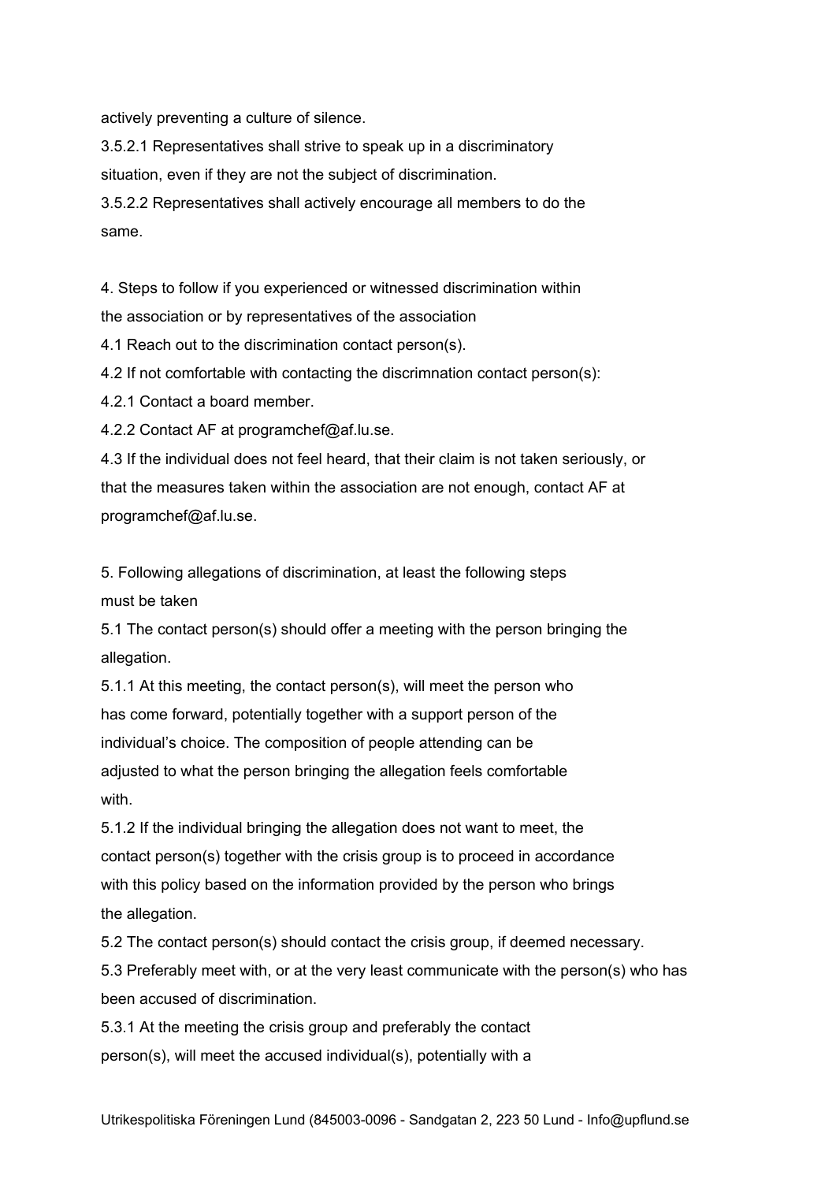actively preventing a culture of silence.

3.5.2.1 Representatives shall strive to speak up in a discriminatory situation, even if they are not the subject of discrimination.

3.5.2.2 Representatives shall actively encourage all members to do the same.

4. Steps to follow if you experienced or witnessed discrimination within the association or by representatives of the association

4.1 Reach out to the discrimination contact person(s).

4.2 If not comfortable with contacting the discrimnation contact person(s):

4.2.1 Contact a board member.

4.2.2 Contact AF at programchef@af.lu.se.

4.3 If the individual does not feel heard, that their claim is not taken seriously, or that the measures taken within the association are not enough, contact AF at programchef@af.lu.se.

5. Following allegations of discrimination, at least the following steps must be taken

5.1 The contact person(s) should offer a meeting with the person bringing the allegation.

5.1.1 At this meeting, the contact person(s), will meet the person who has come forward, potentially together with a support person of the individual's choice. The composition of people attending can be adjusted to what the person bringing the allegation feels comfortable with.

5.1.2 If the individual bringing the allegation does not want to meet, the contact person(s) together with the crisis group is to proceed in accordance with this policy based on the information provided by the person who brings the allegation.

5.2 The contact person(s) should contact the crisis group, if deemed necessary.

5.3 Preferably meet with, or at the very least communicate with the person(s) who has been accused of discrimination.

5.3.1 At the meeting the crisis group and preferably the contact person(s), will meet the accused individual(s), potentially with a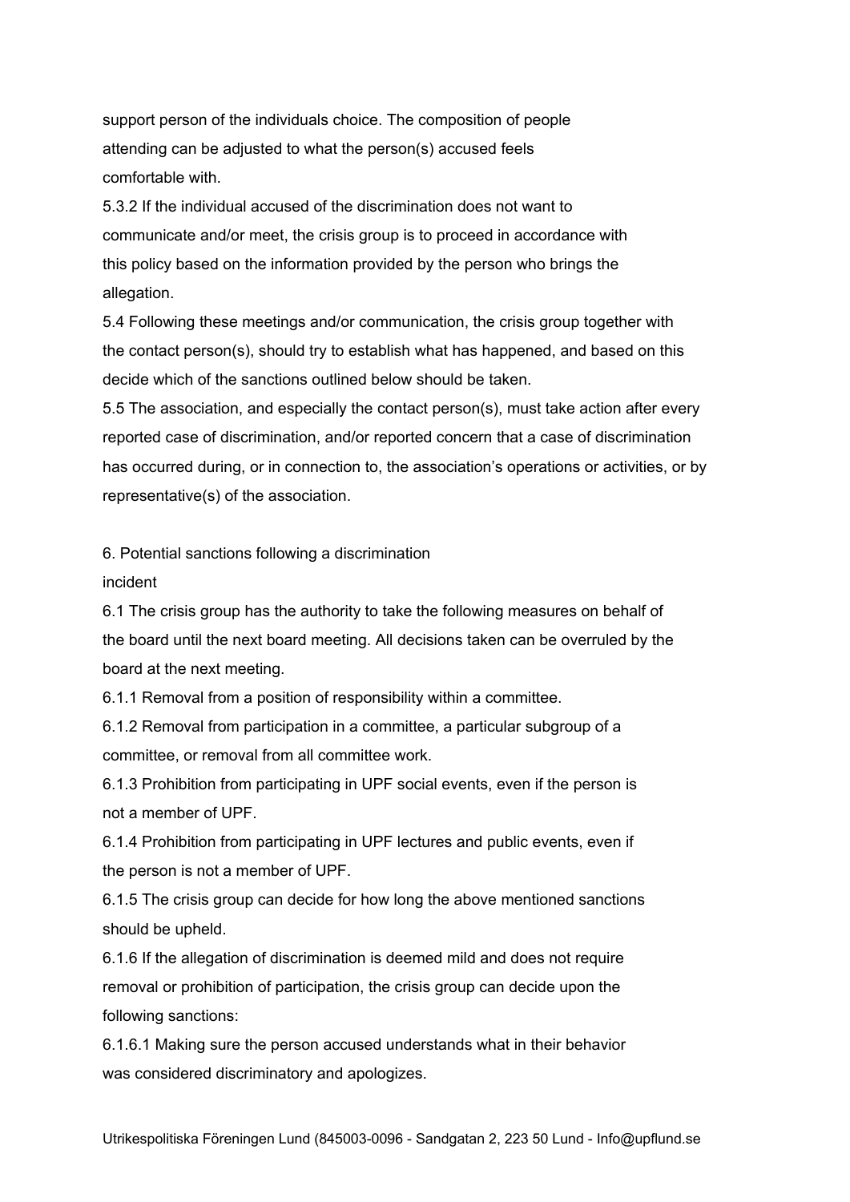support person of the individuals choice. The composition of people attending can be adjusted to what the person(s) accused feels comfortable with.

5.3.2 If the individual accused of the discrimination does not want to communicate and/or meet, the crisis group is to proceed in accordance with this policy based on the information provided by the person who brings the allegation.

5.4 Following these meetings and/or communication, the crisis group together with the contact person(s), should try to establish what has happened, and based on this decide which of the sanctions outlined below should be taken.

5.5 The association, and especially the contact person(s), must take action after every reported case of discrimination, and/or reported concern that a case of discrimination has occurred during, or in connection to, the association's operations or activities, or by representative(s) of the association.

## 6. Potential sanctions following a discrimination incident

6.1 The crisis group has the authority to take the following measures on behalf of the board until the next board meeting. All decisions taken can be overruled by the board at the next meeting.

6.1.1 Removal from a position of responsibility within a committee.

6.1.2 Removal from participation in a committee, a particular subgroup of a committee, or removal from all committee work.

6.1.3 Prohibition from participating in UPF social events, even if the person is not a member of UPF.

6.1.4 Prohibition from participating in UPF lectures and public events, even if the person is not a member of UPF.

6.1.5 The crisis group can decide for how long the above mentioned sanctions should be upheld.

6.1.6 If the allegation of discrimination is deemed mild and does not require removal or prohibition of participation, the crisis group can decide upon the following sanctions:

6.1.6.1 Making sure the person accused understands what in their behavior was considered discriminatory and apologizes.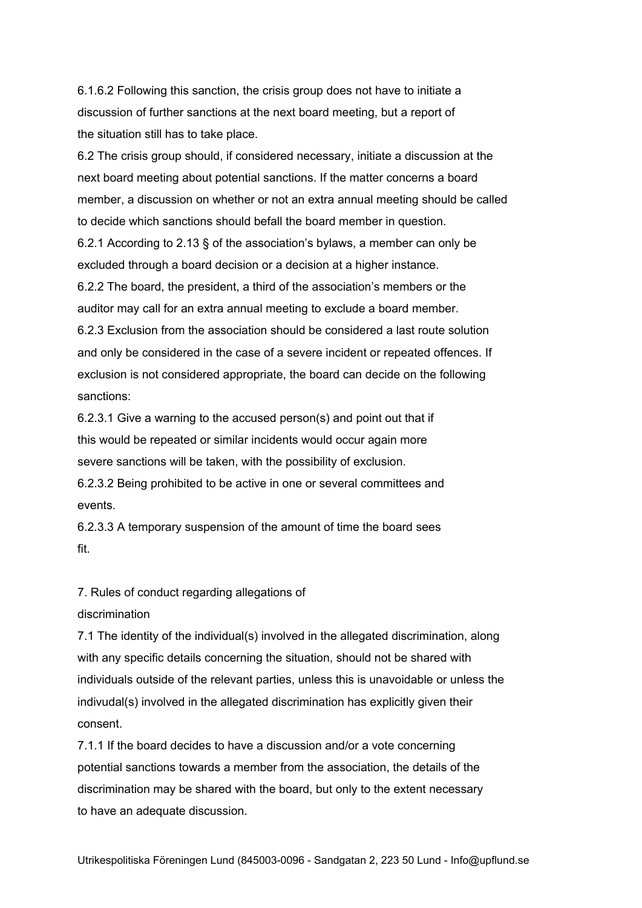6.1.6.2 Following this sanction, the crisis group does not have to initiate a discussion of further sanctions at the next board meeting, but a report of the situation still has to take place.

6.2 The crisis group should, if considered necessary, initiate a discussion at the next board meeting about potential sanctions. If the matter concerns a board member, a discussion on whether or not an extra annual meeting should be called to decide which sanctions should befall the board member in question.

6.2.1 According to 2.13 § of the association's bylaws, a member can only be excluded through a board decision or a decision at a higher instance.

6.2.2 The board, the president, a third of the association's members or the auditor may call for an extra annual meeting to exclude a board member.

6.2.3 Exclusion from the association should be considered a last route solution and only be considered in the case of a severe incident or repeated offences. If exclusion is not considered appropriate, the board can decide on the following sanctions:

6.2.3.1 Give a warning to the accused person(s) and point out that if this would be repeated or similar incidents would occur again more severe sanctions will be taken, with the possibility of exclusion.

6.2.3.2 Being prohibited to be active in one or several committees and events.

6.2.3.3 A temporary suspension of the amount of time the board sees fit.

## 7. Rules of conduct regarding allegations of discrimination

7.1 The identity of the individual(s) involved in the alleged discrimination, along with any specific details concerning the situation, should not be shared with individuals outside of the relevant parties, unless this is unavoidable or unless the indivudal(s) involved in the alleged discrimination has explicitly given their consent.

7.1.1 If the board decides to have a discussion and/or a vote concerning potential sanctions towards a member from the association, the details of the discrimination may be shared with the board, but only to the extent necessary to have an adequate discussion.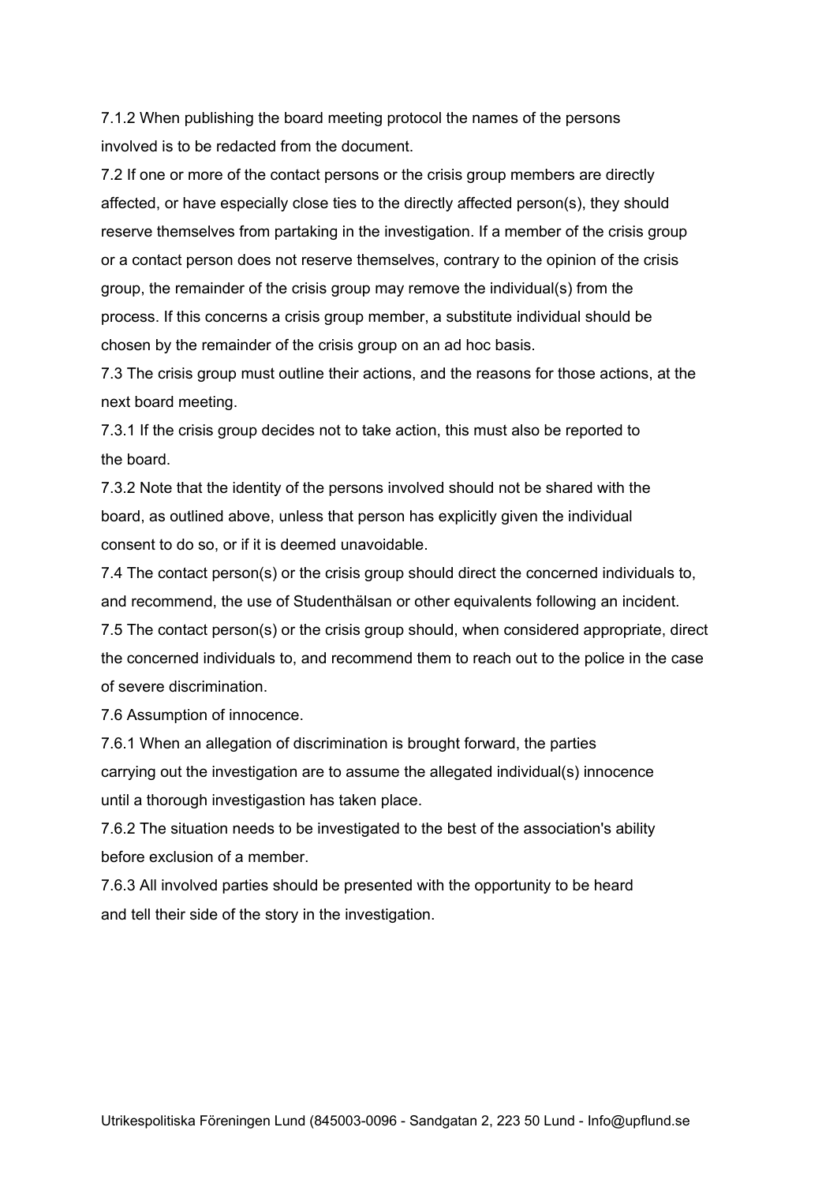7.1.2 When publishing the board meeting protocol the names of the persons involved is to be redacted from the document.

7.2 If one or more of the contact persons or the crisis group members are directly affected, or have especially close ties to the directly affected person(s), they should reserve themselves from partaking in the investigation. If a member of the crisis group or a contact person does not reserve themselves, contrary to the opinion of the crisis group, the remainder of the crisis group may remove the individual(s) from the process. If this concerns a crisis group member, a substitute individual should be chosen by the remainder of the crisis group on an ad hoc basis.

7.3 The crisis group must outline their actions, and the reasons for those actions, at the next board meeting.

7.3.1 If the crisis group decides not to take action, this must also be reported to the board.

7.3.2 Note that the identity of the persons involved should not be shared with the board, as outlined above, unless that person has explicitly given the individual consent to do so, or if it is deemed unavoidable.

7.4 The contact person(s) or the crisis group should direct the concerned individuals to, and recommend, the use of Studenthälsan or other equivalents following an incident.

7.5 The contact person(s) or the crisis group should, when considered appropriate, direct the concerned individuals to, and recommend them to reach out to the police in the case of severe discrimination.

7.6 Assumption of innocence.

7.6.1 When an allegation of discrimination is brought forward, the parties carrying out the investigation are to assume the allegated individual(s) innocence until a thorough investigastion has taken place.

7.6.2 The situation needs to be investigated to the best of the association's ability before exclusion of a member.

7.6.3 All involved parties should be presented with the opportunity to be heard and tell their side of the story in the investigation.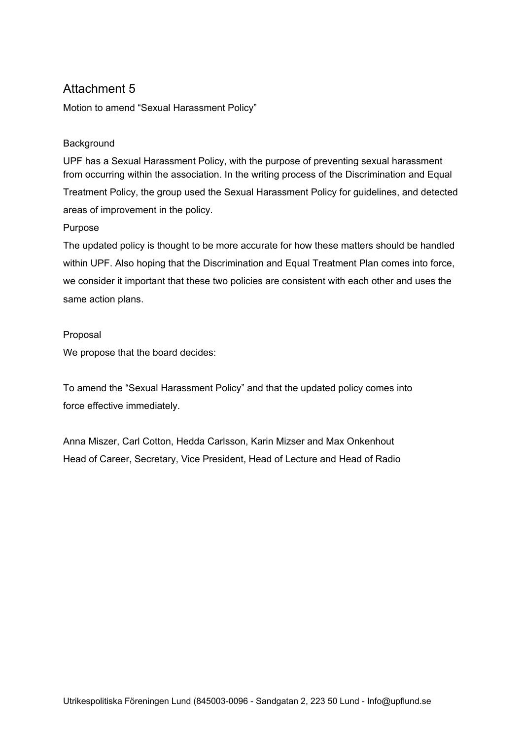# Attachment 5

Motion to amend “Sexual Harassment Policy”

Background

UPF has a Sexual Harassment Policy, with the purpose of preventing sexual harassment from occurring within the association. In the writing process of the Discrimination and Equal Treatment Policy, the group used the Sexual Harassment Policy for guidelines, and detected areas of improvement in the policy.

Purpose

The updated policy is thought to be more accurate for how these matters should be handled within UPF. Also hoping that the Discrimination and Equal Treatment Plan comes into force, we consider it important that these two policies are consistent with each other and uses the same action plans.

Proposal

We propose that the board decides:

To amend the “Sexual Harassment Policy” and that the updated policy comes into force effective immediately.

Anna Miszer, Carl Cotton, Hedda Carlsson, Karin Mizser and Max Onkenhout
Head of Career, Secretary, Vice President, Head of Lecture and Head of Radio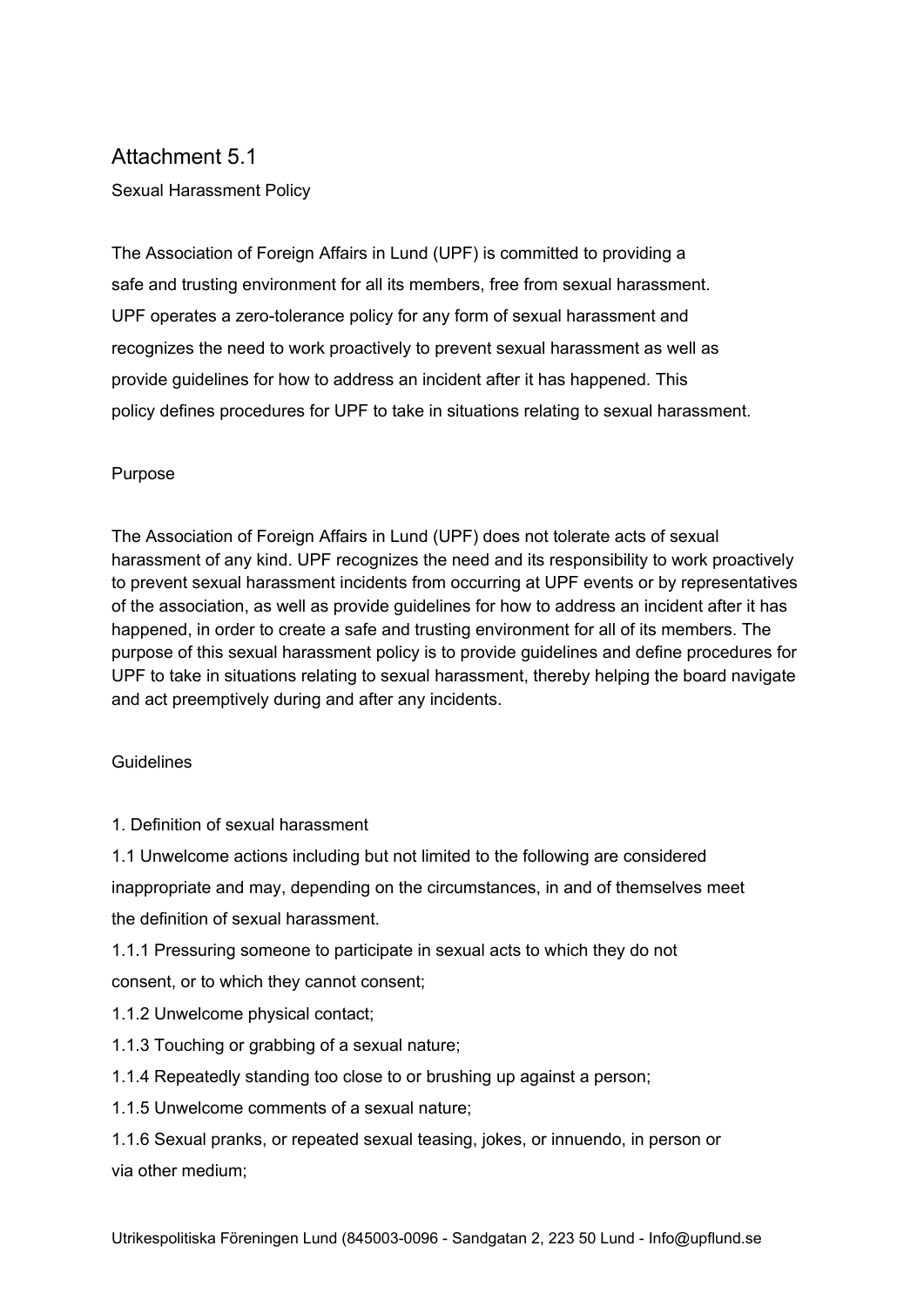## Attachment 5.1

### Sexual Harassment Policy

The Association of Foreign Affairs in Lund (UPF) is committed to providing a safe and trusting environment for all its members, free from sexual harassment. UPF operates a zero-tolerance policy for any form of sexual harassment and recognizes the need to work proactively to prevent sexual harassment as well as provide guidelines for how to address an incident after it has happened. This policy defines procedures for UPF to take in situations relating to sexual harassment.

#### Purpose

The Association of Foreign Affairs in Lund (UPF) does not tolerate acts of sexual harassment of any kind. UPF recognizes the need and its responsibility to work proactively to prevent sexual harassment incidents from occurring at UPF events or by representatives of the association, as well as provide guidelines for how to address an incident after it has happened, in order to create a safe and trusting environment for all of its members. The purpose of this sexual harassment policy is to provide guidelines and define procedures for UPF to take in situations relating to sexual harassment, thereby helping the board navigate and act preemptively during and after any incidents.

#### Guidelines

1. Definition of sexual harassment

1.1 Unwelcome actions including but not limited to the following are considered inappropriate and may, depending on the circumstances, in and of themselves meet the definition of sexual harassment.

1.1.1 Pressuring someone to participate in sexual acts to which they do not consent, or to which they cannot consent;

1.1.2 Unwelcome physical contact;

1.1.3 Touching or grabbing of a sexual nature;

1.1.4 Repeatedly standing too close to or brushing up against a person;

1.1.5 Unwelcome comments of a sexual nature;

1.1.6 Sexual pranks, or repeated sexual teasing, jokes, or innuendo, in person or via other medium;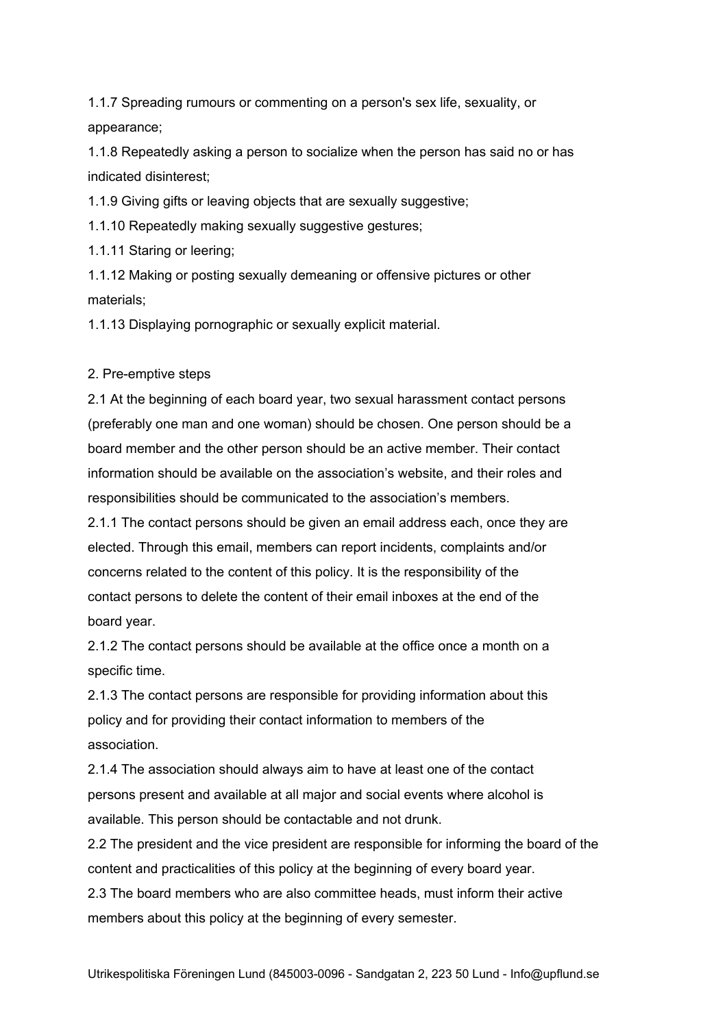1.1.7 Spreading rumours or commenting on a person's sex life, sexuality, or appearance;

1.1.8 Repeatedly asking a person to socialize when the person has said no or has indicated disinterest;

1.1.9 Giving gifts or leaving objects that are sexually suggestive;

1.1.10 Repeatedly making sexually suggestive gestures;

1.1.11 Staring or leering;

1.1.12 Making or posting sexually demeaning or offensive pictures or other materials;

1.1.13 Displaying pornographic or sexually explicit material.

2. Pre-emptive steps

2.1 At the beginning of each board year, two sexual harassment contact persons (preferably one man and one woman) should be chosen. One person should be a board member and the other person should be an active member. Their contact information should be available on the association's website, and their roles and responsibilities should be communicated to the association's members.

2.1.1 The contact persons should be given an email address each, once they are elected. Through this email, members can report incidents, complaints and/or concerns related to the content of this policy. It is the responsibility of the contact persons to delete the content of their email inboxes at the end of the board year.

2.1.2 The contact persons should be available at the office once a month on a specific time.

2.1.3 The contact persons are responsible for providing information about this policy and for providing their contact information to members of the association.

2.1.4 The association should always aim to have at least one of the contact persons present and available at all major and social events where alcohol is available. This person should be contactable and not drunk.

2.2 The president and the vice president are responsible for informing the board of the content and practicalities of this policy at the beginning of every board year.

2.3 The board members who are also committee heads, must inform their active members about this policy at the beginning of every semester.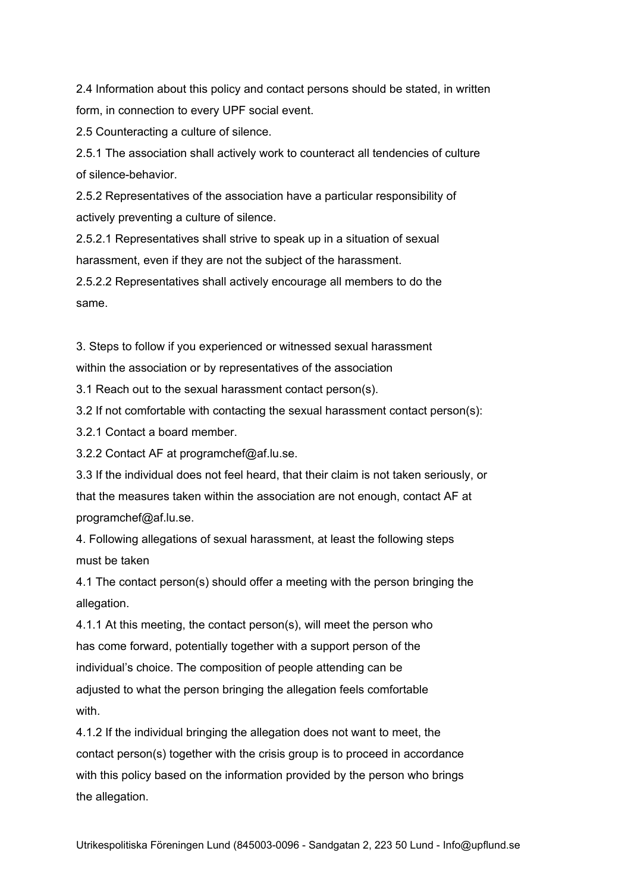2.4 Information about this policy and contact persons should be stated, in written form, in connection to every UPF social event.

2.5 Counteracting a culture of silence.

2.5.1 The association shall actively work to counteract all tendencies of culture of silence-behavior.

2.5.2 Representatives of the association have a particular responsibility of actively preventing a culture of silence.

2.5.2.1 Representatives shall strive to speak up in a situation of sexual harassment, even if they are not the subject of the harassment.

2.5.2.2 Representatives shall actively encourage all members to do the same.

3. Steps to follow if you experienced or witnessed sexual harassment within the association or by representatives of the association

3.1 Reach out to the sexual harassment contact person(s).

3.2 If not comfortable with contacting the sexual harassment contact person(s):

3.2.1 Contact a board member.

3.2.2 Contact AF at programchef@af.lu.se.

3.3 If the individual does not feel heard, that their claim is not taken seriously, or that the measures taken within the association are not enough, contact AF at programchef@af.lu.se.

4. Following allegations of sexual harassment, at least the following steps must be taken

4.1 The contact person(s) should offer a meeting with the person bringing the allegation.

4.1.1 At this meeting, the contact person(s), will meet the person who has come forward, potentially together with a support person of the individual's choice. The composition of people attending can be adjusted to what the person bringing the allegation feels comfortable with.

4.1.2 If the individual bringing the allegation does not want to meet, the contact person(s) together with the crisis group is to proceed in accordance with this policy based on the information provided by the person who brings the allegation.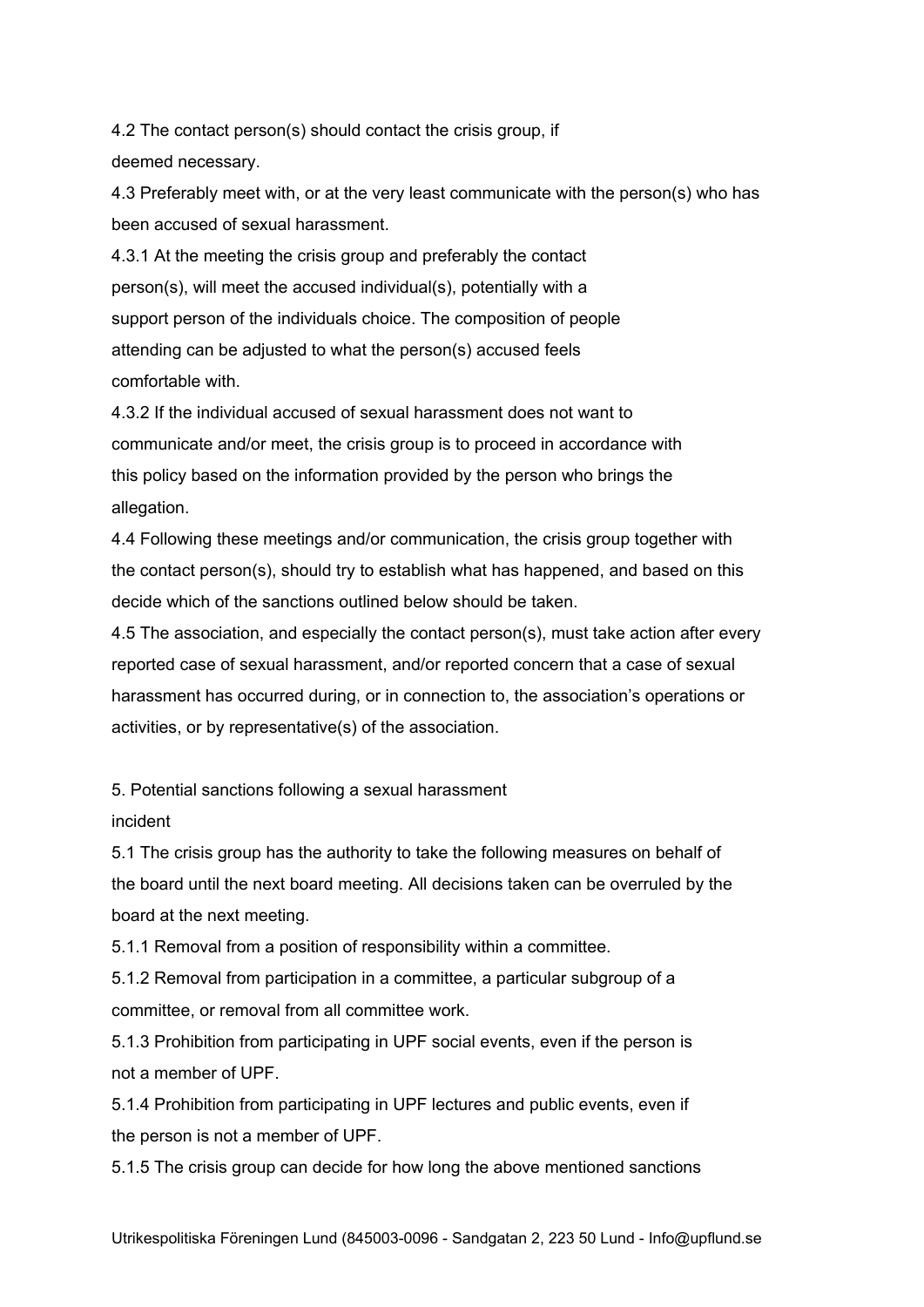4.2 The contact person(s) should contact the crisis group, if deemed necessary.

4.3 Preferably meet with, or at the very least communicate with the person(s) who has been accused of sexual harassment.

4.3.1 At the meeting the crisis group and preferably the contact person(s), will meet the accused individual(s), potentially with a support person of the individuals choice. The composition of people attending can be adjusted to what the person(s) accused feels comfortable with.

4.3.2 If the individual accused of sexual harassment does not want to communicate and/or meet, the crisis group is to proceed in accordance with this policy based on the information provided by the person who brings the allegation.

4.4 Following these meetings and/or communication, the crisis group together with the contact person(s), should try to establish what has happened, and based on this decide which of the sanctions outlined below should be taken.

4.5 The association, and especially the contact person(s), must take action after every reported case of sexual harassment, and/or reported concern that a case of sexual harassment has occurred during, or in connection to, the association's operations or activities, or by representative(s) of the association.

5. Potential sanctions following a sexual harassment incident

5.1 The crisis group has the authority to take the following measures on behalf of the board until the next board meeting. All decisions taken can be overruled by the board at the next meeting.

5.1.1 Removal from a position of responsibility within a committee.

5.1.2 Removal from participation in a committee, a particular subgroup of a committee, or removal from all committee work.

5.1.3 Prohibition from participating in UPF social events, even if the person is not a member of UPF.

5.1.4 Prohibition from participating in UPF lectures and public events, even if the person is not a member of UPF.

5.1.5 The crisis group can decide for how long the above mentioned sanctions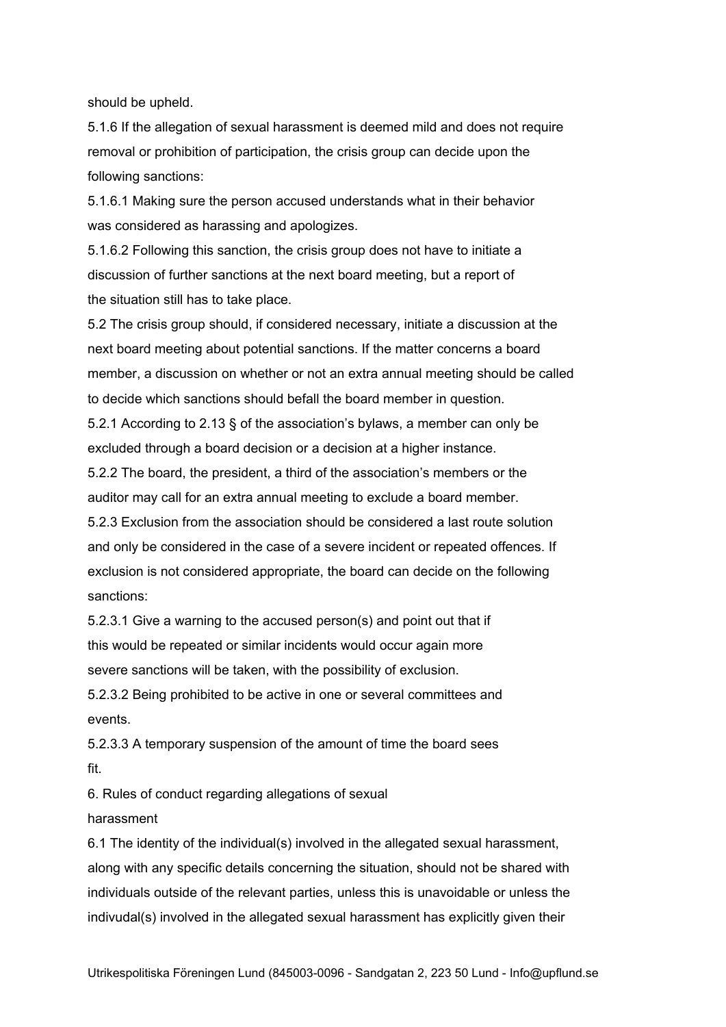should be upheld.

5.1.6 If the allegation of sexual harassment is deemed mild and does not require removal or prohibition of participation, the crisis group can decide upon the following sanctions:

5.1.6.1 Making sure the person accused understands what in their behavior was considered as harassing and apologizes.

5.1.6.2 Following this sanction, the crisis group does not have to initiate a discussion of further sanctions at the next board meeting, but a report of the situation still has to take place.

5.2 The crisis group should, if considered necessary, initiate a discussion at the next board meeting about potential sanctions. If the matter concerns a board member, a discussion on whether or not an extra annual meeting should be called to decide which sanctions should befall the board member in question.

5.2.1 According to 2.13 § of the association's bylaws, a member can only be excluded through a board decision or a decision at a higher instance.

5.2.2 The board, the president, a third of the association's members or the auditor may call for an extra annual meeting to exclude a board member.

5.2.3 Exclusion from the association should be considered a last route solution and only be considered in the case of a severe incident or repeated offences. If exclusion is not considered appropriate, the board can decide on the following sanctions:

5.2.3.1 Give a warning to the accused person(s) and point out that if this would be repeated or similar incidents would occur again more severe sanctions will be taken, with the possibility of exclusion.

5.2.3.2 Being prohibited to be active in one or several committees and events.

5.2.3.3 A temporary suspension of the amount of time the board sees fit.

## 6. Rules of conduct regarding allegations of sexual harassment

6.1 The identity of the individual(s) involved in the allegated sexual harassment, along with any specific details concerning the situation, should not be shared with individuals outside of the relevant parties, unless this is unavoidable or unless the indivudal(s) involved in the allegated sexual harassment has explicitly given their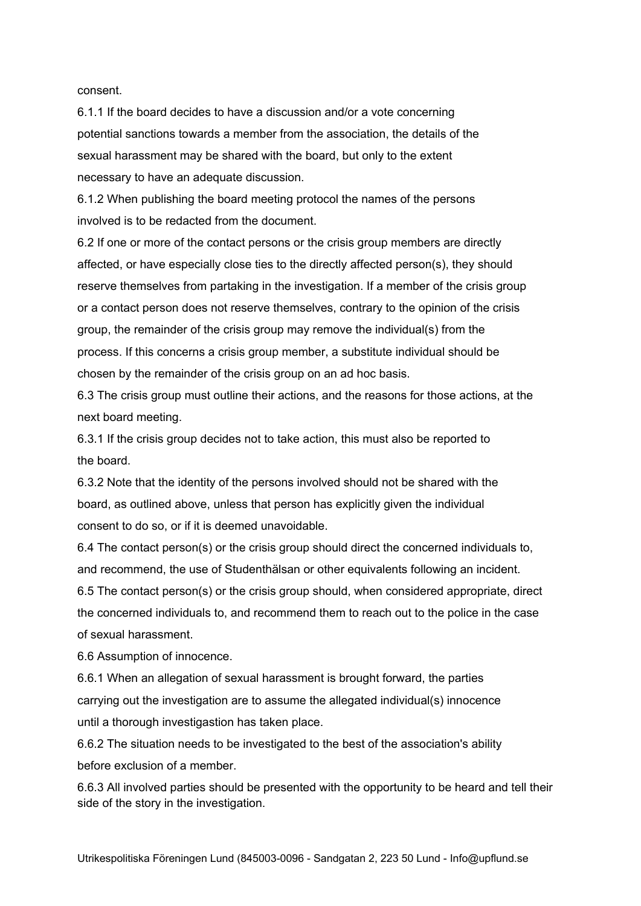consent.

6.1.1 If the board decides to have a discussion and/or a vote concerning potential sanctions towards a member from the association, the details of the sexual harassment may be shared with the board, but only to the extent necessary to have an adequate discussion.

6.1.2 When publishing the board meeting protocol the names of the persons involved is to be redacted from the document.

6.2 If one or more of the contact persons or the crisis group members are directly affected, or have especially close ties to the directly affected person(s), they should reserve themselves from partaking in the investigation. If a member of the crisis group or a contact person does not reserve themselves, contrary to the opinion of the crisis group, the remainder of the crisis group may remove the individual(s) from the process. If this concerns a crisis group member, a substitute individual should be chosen by the remainder of the crisis group on an ad hoc basis.

6.3 The crisis group must outline their actions, and the reasons for those actions, at the next board meeting.

6.3.1 If the crisis group decides not to take action, this must also be reported to the board.

6.3.2 Note that the identity of the persons involved should not be shared with the board, as outlined above, unless that person has explicitly given the individual consent to do so, or if it is deemed unavoidable.

6.4 The contact person(s) or the crisis group should direct the concerned individuals to, and recommend, the use of Studenthälsan or other equivalents following an incident.

6.5 The contact person(s) or the crisis group should, when considered appropriate, direct the concerned individuals to, and recommend them to reach out to the police in the case of sexual harassment.

6.6 Assumption of innocence.

6.6.1 When an allegation of sexual harassment is brought forward, the parties carrying out the investigation are to assume the allegated individual(s) innocence until a thorough investigastion has taken place.

6.6.2 The situation needs to be investigated to the best of the association's ability before exclusion of a member.

6.6.3 All involved parties should be presented with the opportunity to be heard and tell their side of the story in the investigation.